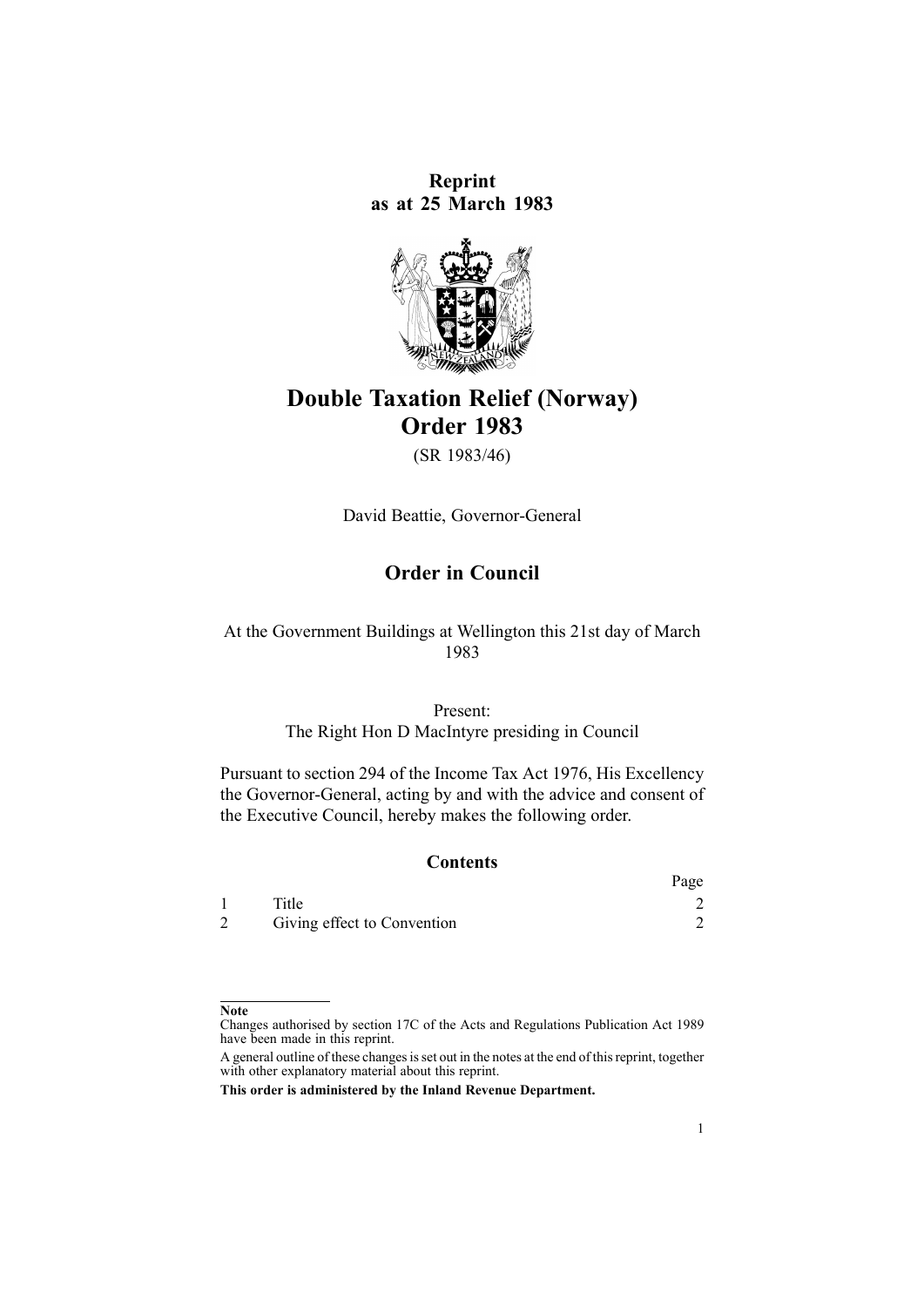**Reprint as at 25 March 1983**

# Double Taxation Relief (Norway) Order 1983

(SR 1983/46)

David Beattie, Governor-General

## Order in Council

At the Government Buildings at Wellington this 21st day of March 1983

Present:
The Right Hon D MacIntyre presiding in Council

Pursuant to section 294 of the Income Tax Act 1976, His Excellency the Governor-General, acting by and with the advice and consent of the Executive Council, hereby makes the following order.

### Contents

| | | Page |
|---|---|---|
| 1 | Title | 2 |
| 2 | Giving effect to Convention | 2 |

**Note**

Changes authorised by section 17C of the Acts and Regulations Publication Act 1989 have been made in this reprint.

A general outline of these changes is set out in the notes at the end of this reprint, together with other explanatory material about this reprint.

**This order is administered by the Inland Revenue Department.**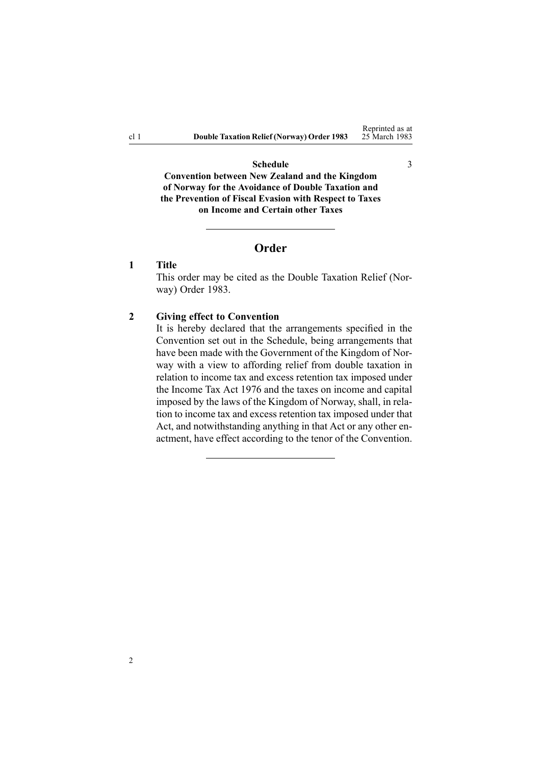**Schedule** 3

**Convention between New Zealand and the Kingdom of Norway for the Avoidance of Double Taxation and the Prevention of Fiscal Evasion with Respect to Taxes on Income and Certain other Taxes**

---

## Order

**1 Title**

This order may be cited as the Double Taxation Relief (Norway) Order 1983.

**2 Giving effect to Convention**

It is hereby declared that the arrangements specified in the Convention set out in the Schedule, being arrangements that have been made with the Government of the Kingdom of Norway with a view to affording relief from double taxation in relation to income tax and excess retention tax imposed under the Income Tax Act 1976 and the taxes on income and capital imposed by the laws of the Kingdom of Norway, shall, in relation to income tax and excess retention tax imposed under that Act, and notwithstanding anything in that Act or any other enactment, have effect according to the tenor of the Convention.

---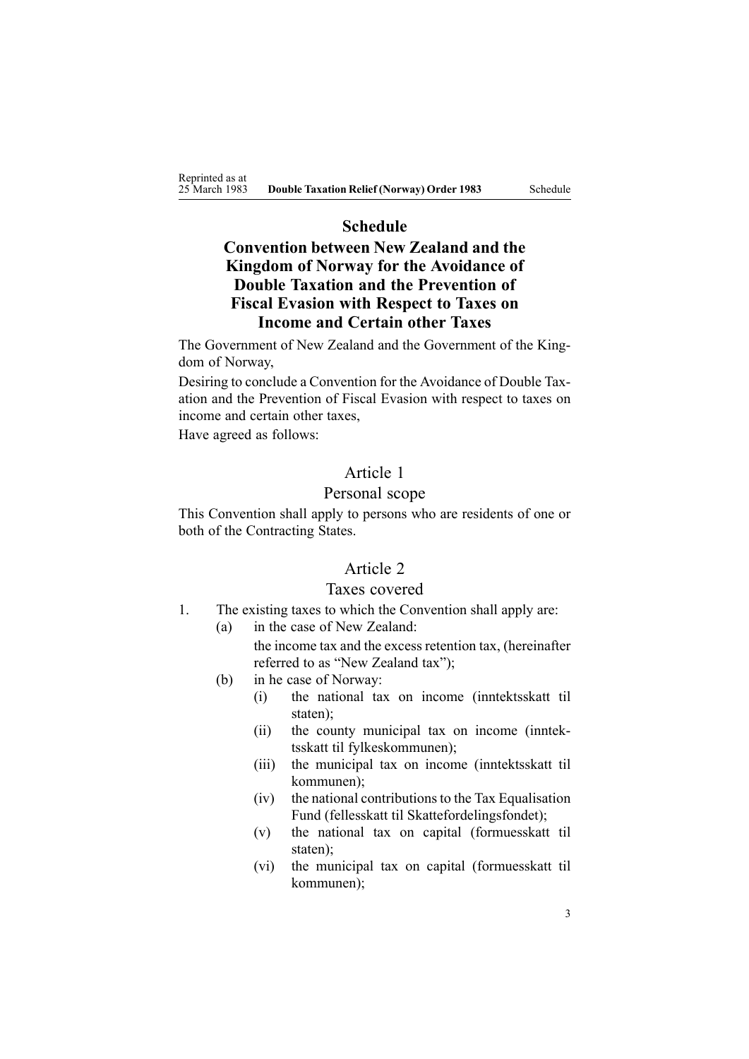# Schedule

## Convention between New Zealand and the Kingdom of Norway for the Avoidance of Double Taxation and the Prevention of Fiscal Evasion with Respect to Taxes on Income and Certain other Taxes

The Government of New Zealand and the Government of the Kingdom of Norway,

Desiring to conclude a Convention for the Avoidance of Double Taxation and the Prevention of Fiscal Evasion with respect to taxes on income and certain other taxes,

Have agreed as follows:

### Article 1

### Personal scope

This Convention shall apply to persons who are residents of one or both of the Contracting States.

### Article 2

### Taxes covered

1. The existing taxes to which the Convention shall apply are:
   - (a) in the case of New Zealand:

     the income tax and the excess retention tax, (hereinafter referred to as "New Zealand tax");
   - (b) in he case of Norway:
     - (i) the national tax on income (inntektsskatt til staten);
     - (ii) the county municipal tax on income (inntektsskatt til fylkeskommunen);
     - (iii) the municipal tax on income (inntektsskatt til kommunen);
     - (iv) the national contributions to the Tax Equalisation Fund (fellesskatt til Skattefordelingsfondet);
     - (v) the national tax on capital (formuesskatt til staten);
     - (vi) the municipal tax on capital (formuesskatt til kommunen);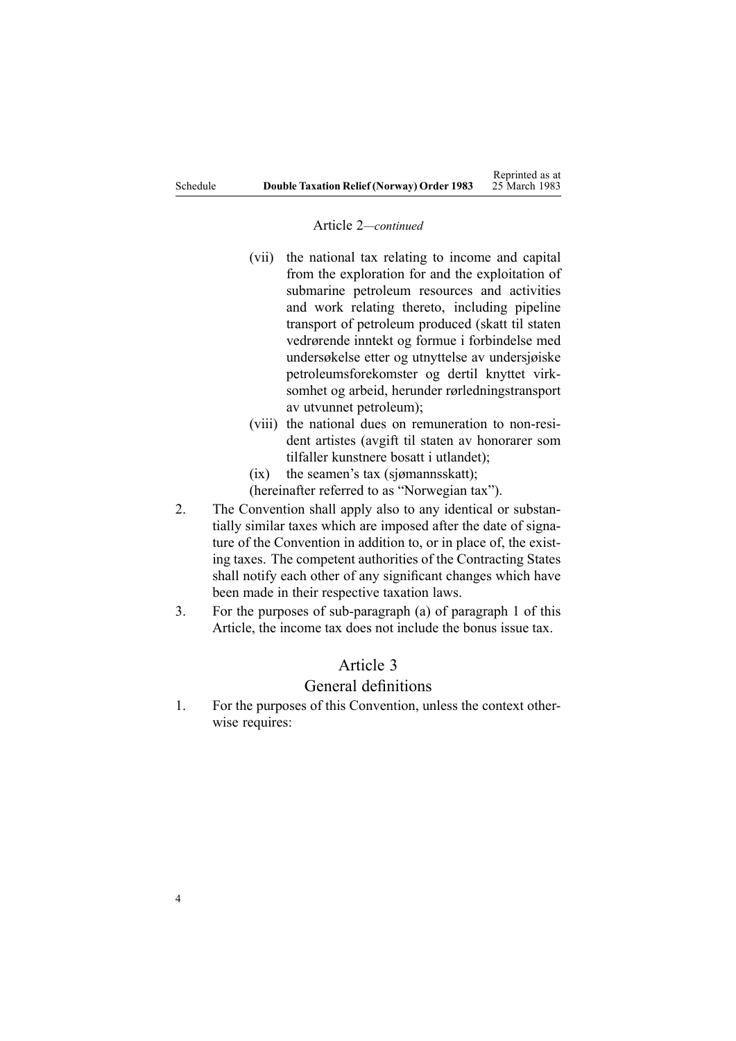Article 2—*continued*

- (vii) the national tax relating to income and capital from the exploration for and the exploitation of submarine petroleum resources and activities and work relating thereto, including pipeline transport of petroleum produced (skatt til staten vedrørende inntekt og formue i forbindelse med undersøkelse etter og utnyttelse av undersjøiske petroleumsforekomster og dertil knyttet virksomhet og arbeid, herunder rørledningstransport av utvunnet petroleum);
- (viii) the national dues on remuneration to non-resident artistes (avgift til staten av honorarer som tilfaller kunstnere bosatt i utlandet);
- (ix) the seamen's tax (sjømannsskatt);

(hereinafter referred to as "Norwegian tax").

2. The Convention shall apply also to any identical or substantially similar taxes which are imposed after the date of signature of the Convention in addition to, or in place of, the existing taxes. The competent authorities of the Contracting States shall notify each other of any significant changes which have been made in their respective taxation laws.
3. For the purposes of sub-paragraph (a) of paragraph 1 of this Article, the income tax does not include the bonus issue tax.

## Article 3

## General definitions

1. For the purposes of this Convention, unless the context otherwise requires: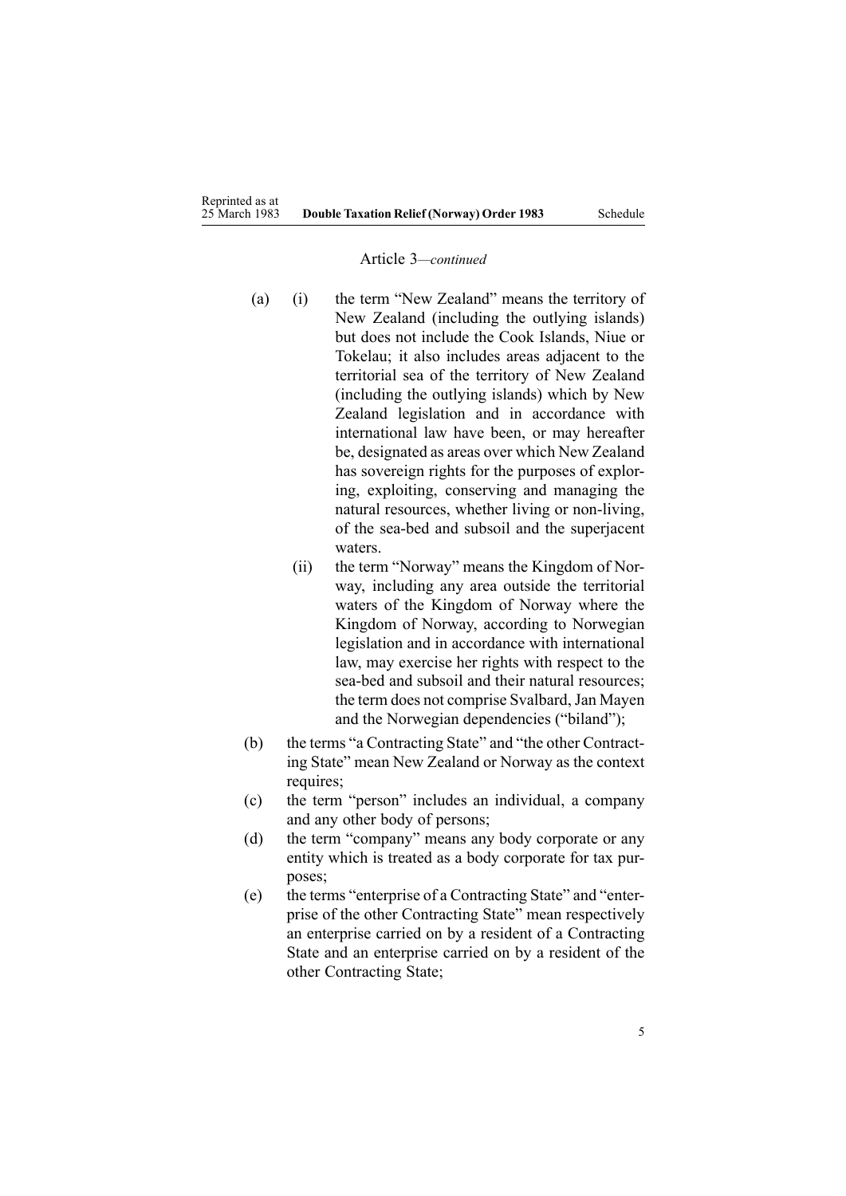Article 3—*continued*

(a) (i) the term "New Zealand" means the territory of New Zealand (including the outlying islands) but does not include the Cook Islands, Niue or Tokelau; it also includes areas adjacent to the territorial sea of the territory of New Zealand (including the outlying islands) which by New Zealand legislation and in accordance with international law have been, or may hereafter be, designated as areas over which New Zealand has sovereign rights for the purposes of exploring, exploiting, conserving and managing the natural resources, whether living or non-living, of the sea-bed and subsoil and the superjacent waters.

(ii) the term "Norway" means the Kingdom of Norway, including any area outside the territorial waters of the Kingdom of Norway where the Kingdom of Norway, according to Norwegian legislation and in accordance with international law, may exercise her rights with respect to the sea-bed and subsoil and their natural resources; the term does not comprise Svalbard, Jan Mayen and the Norwegian dependencies ("biland");

(b) the terms "a Contracting State" and "the other Contracting State" mean New Zealand or Norway as the context requires;

(c) the term "person" includes an individual, a company and any other body of persons;

(d) the term "company" means any body corporate or any entity which is treated as a body corporate for tax purposes;

(e) the terms "enterprise of a Contracting State" and "enterprise of the other Contracting State" mean respectively an enterprise carried on by a resident of a Contracting State and an enterprise carried on by a resident of the other Contracting State;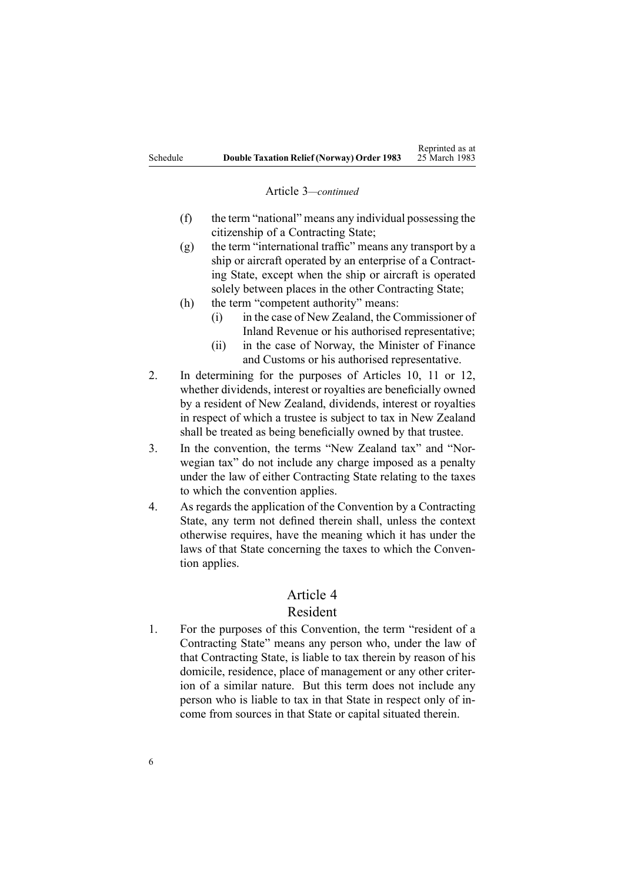Article 3—*continued*

(f) the term "national" means any individual possessing the citizenship of a Contracting State;

(g) the term "international traffic" means any transport by a ship or aircraft operated by an enterprise of a Contracting State, except when the ship or aircraft is operated solely between places in the other Contracting State;

(h) the term "competent authority" means:

  (i) in the case of New Zealand, the Commissioner of Inland Revenue or his authorised representative;

  (ii) in the case of Norway, the Minister of Finance and Customs or his authorised representative.

2. In determining for the purposes of Articles 10, 11 or 12, whether dividends, interest or royalties are beneficially owned by a resident of New Zealand, dividends, interest or royalties in respect of which a trustee is subject to tax in New Zealand shall be treated as being beneficially owned by that trustee.

3. In the convention, the terms "New Zealand tax" and "Norwegian tax" do not include any charge imposed as a penalty under the law of either Contracting State relating to the taxes to which the convention applies.

4. As regards the application of the Convention by a Contracting State, any term not defined therein shall, unless the context otherwise requires, have the meaning which it has under the laws of that State concerning the taxes to which the Convention applies.

## Article 4
## Resident

1. For the purposes of this Convention, the term "resident of a Contracting State" means any person who, under the law of that Contracting State, is liable to tax therein by reason of his domicile, residence, place of management or any other criterion of a similar nature. But this term does not include any person who is liable to tax in that State in respect only of income from sources in that State or capital situated therein.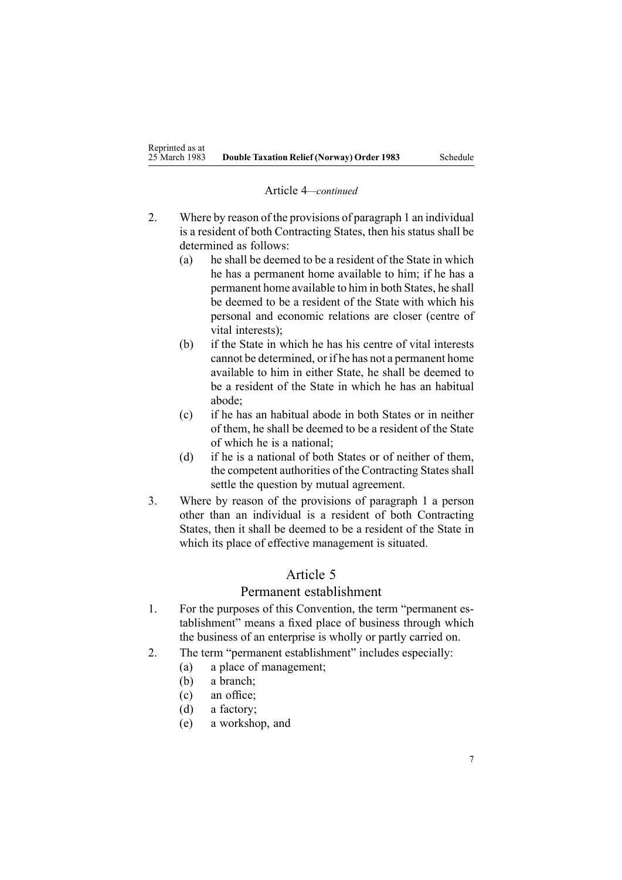Article 4—*continued*

2. Where by reason of the provisions of paragraph 1 an individual is a resident of both Contracting States, then his status shall be determined as follows:
   (a) he shall be deemed to be a resident of the State in which he has a permanent home available to him; if he has a permanent home available to him in both States, he shall be deemed to be a resident of the State with which his personal and economic relations are closer (centre of vital interests);
   (b) if the State in which he has his centre of vital interests cannot be determined, or if he has not a permanent home available to him in either State, he shall be deemed to be a resident of the State in which he has an habitual abode;
   (c) if he has an habitual abode in both States or in neither of them, he shall be deemed to be a resident of the State of which he is a national;
   (d) if he is a national of both States or of neither of them, the competent authorities of the Contracting States shall settle the question by mutual agreement.
3. Where by reason of the provisions of paragraph 1 a person other than an individual is a resident of both Contracting States, then it shall be deemed to be a resident of the State in which its place of effective management is situated.

## Article 5
## Permanent establishment

1. For the purposes of this Convention, the term "permanent establishment" means a fixed place of business through which the business of an enterprise is wholly or partly carried on.
2. The term "permanent establishment" includes especially:
   (a) a place of management;
   (b) a branch;
   (c) an office;
   (d) a factory;
   (e) a workshop, and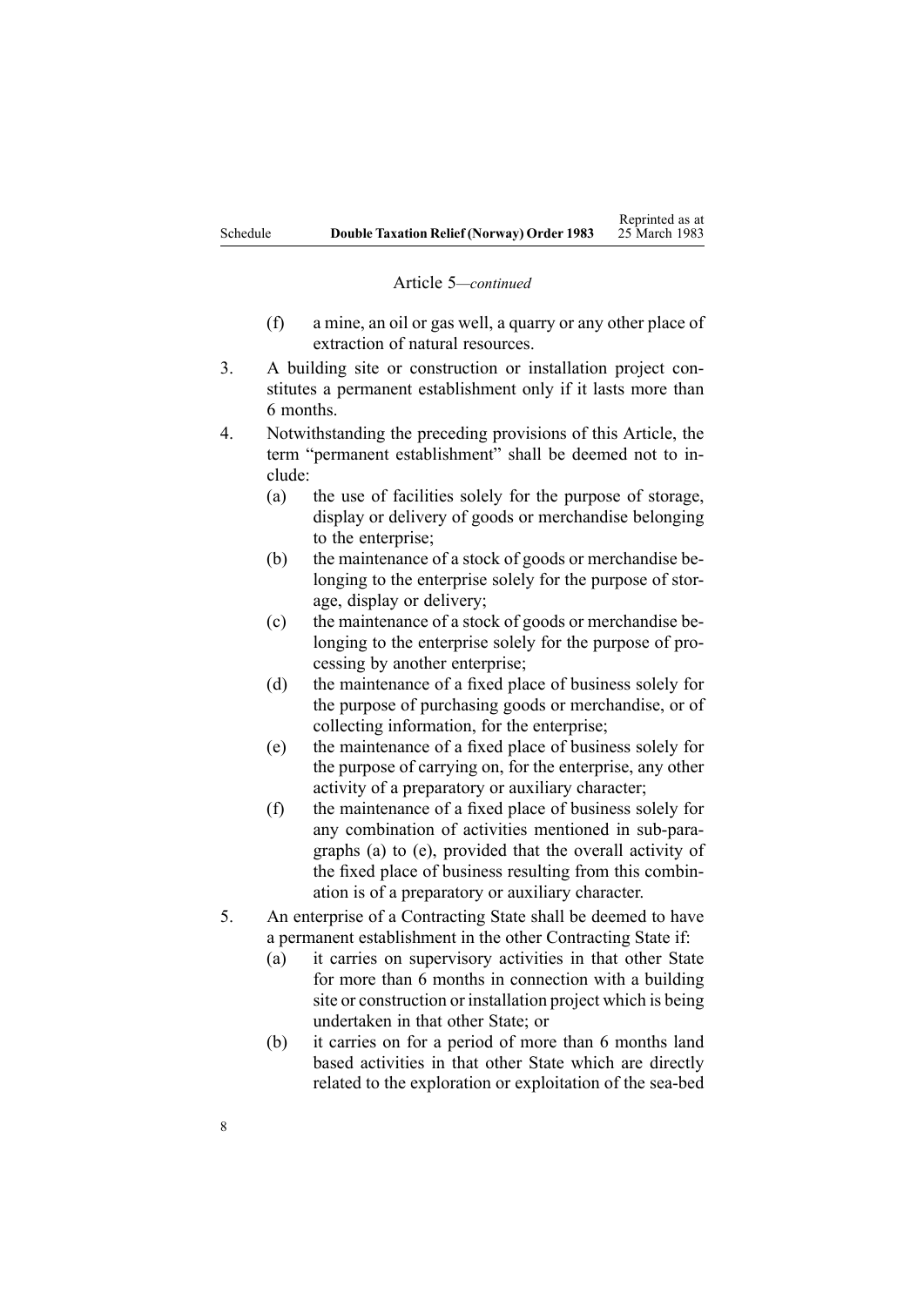Article 5—*continued*

(f) a mine, an oil or gas well, a quarry or any other place of extraction of natural resources.

3. A building site or construction or installation project constitutes a permanent establishment only if it lasts more than 6 months.

4. Notwithstanding the preceding provisions of this Article, the term "permanent establishment" shall be deemed not to include:
   (a) the use of facilities solely for the purpose of storage, display or delivery of goods or merchandise belonging to the enterprise;
   (b) the maintenance of a stock of goods or merchandise belonging to the enterprise solely for the purpose of storage, display or delivery;
   (c) the maintenance of a stock of goods or merchandise belonging to the enterprise solely for the purpose of processing by another enterprise;
   (d) the maintenance of a fixed place of business solely for the purpose of purchasing goods or merchandise, or of collecting information, for the enterprise;
   (e) the maintenance of a fixed place of business solely for the purpose of carrying on, for the enterprise, any other activity of a preparatory or auxiliary character;
   (f) the maintenance of a fixed place of business solely for any combination of activities mentioned in sub-paragraphs (a) to (e), provided that the overall activity of the fixed place of business resulting from this combination is of a preparatory or auxiliary character.

5. An enterprise of a Contracting State shall be deemed to have a permanent establishment in the other Contracting State if:
   (a) it carries on supervisory activities in that other State for more than 6 months in connection with a building site or construction or installation project which is being undertaken in that other State; or
   (b) it carries on for a period of more than 6 months land based activities in that other State which are directly related to the exploration or exploitation of the sea-bed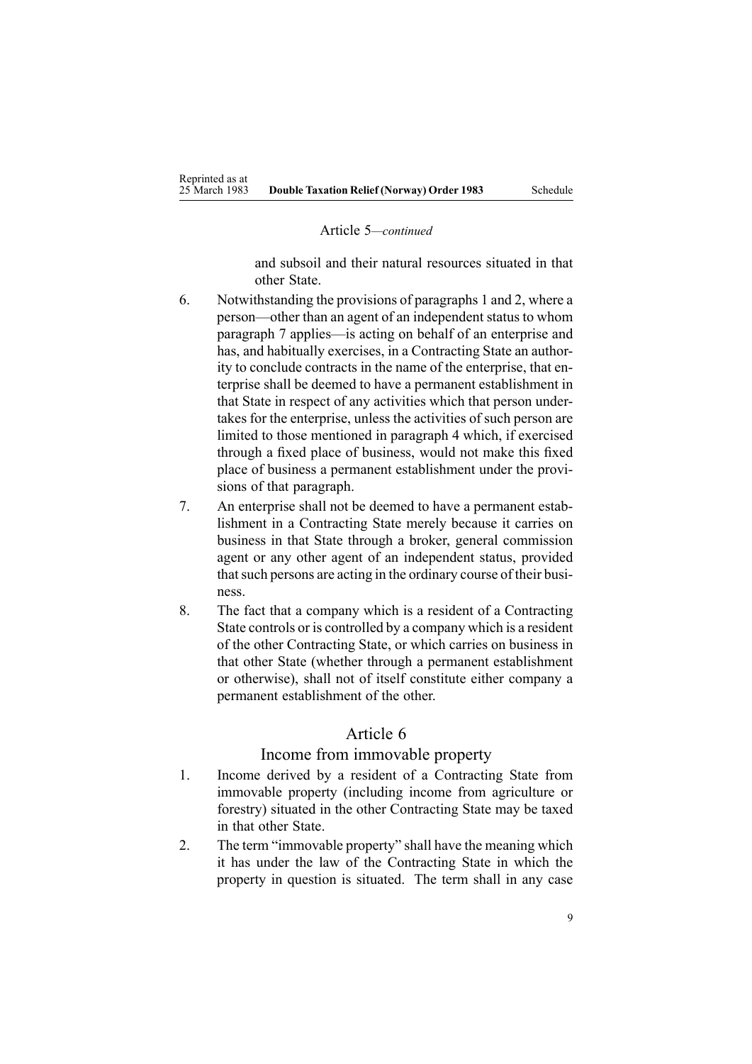Article 5—*continued*

and subsoil and their natural resources situated in that other State.

6. Notwithstanding the provisions of paragraphs 1 and 2, where a person—other than an agent of an independent status to whom paragraph 7 applies—is acting on behalf of an enterprise and has, and habitually exercises, in a Contracting State an authority to conclude contracts in the name of the enterprise, that enterprise shall be deemed to have a permanent establishment in that State in respect of any activities which that person undertakes for the enterprise, unless the activities of such person are limited to those mentioned in paragraph 4 which, if exercised through a fixed place of business, would not make this fixed place of business a permanent establishment under the provisions of that paragraph.
7. An enterprise shall not be deemed to have a permanent establishment in a Contracting State merely because it carries on business in that State through a broker, general commission agent or any other agent of an independent status, provided that such persons are acting in the ordinary course of their business.
8. The fact that a company which is a resident of a Contracting State controls or is controlled by a company which is a resident of the other Contracting State, or which carries on business in that other State (whether through a permanent establishment or otherwise), shall not of itself constitute either company a permanent establishment of the other.

## Article 6

## Income from immovable property

1. Income derived by a resident of a Contracting State from immovable property (including income from agriculture or forestry) situated in the other Contracting State may be taxed in that other State.
2. The term "immovable property" shall have the meaning which it has under the law of the Contracting State in which the property in question is situated. The term shall in any case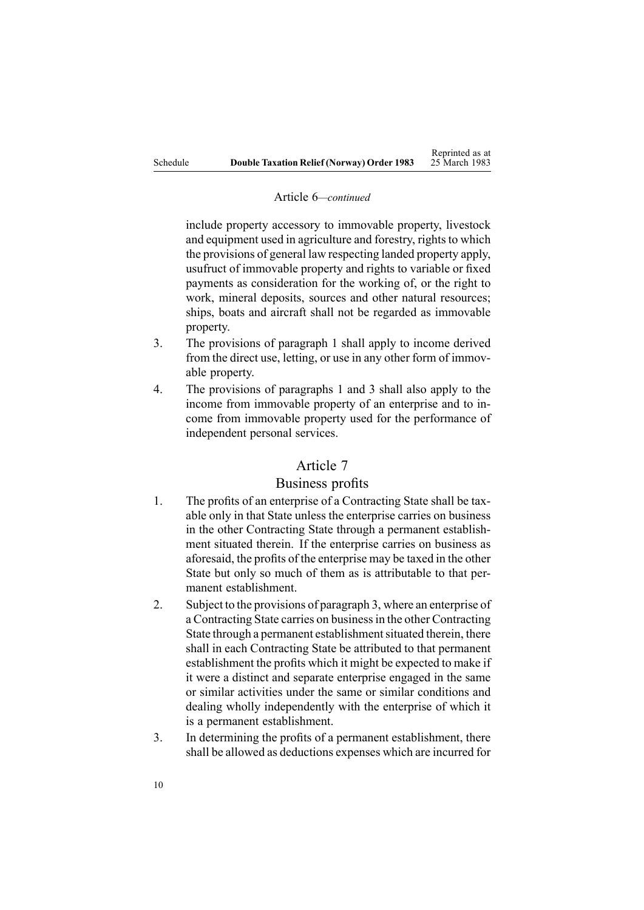Article 6—*continued*

include property accessory to immovable property, livestock and equipment used in agriculture and forestry, rights to which the provisions of general law respecting landed property apply, usufruct of immovable property and rights to variable or fixed payments as consideration for the working of, or the right to work, mineral deposits, sources and other natural resources; ships, boats and aircraft shall not be regarded as immovable property.

3. The provisions of paragraph 1 shall apply to income derived from the direct use, letting, or use in any other form of immovable property.
4. The provisions of paragraphs 1 and 3 shall also apply to the income from immovable property of an enterprise and to income from immovable property used for the performance of independent personal services.

## Article 7

## Business profits

1. The profits of an enterprise of a Contracting State shall be taxable only in that State unless the enterprise carries on business in the other Contracting State through a permanent establishment situated therein. If the enterprise carries on business as aforesaid, the profits of the enterprise may be taxed in the other State but only so much of them as is attributable to that permanent establishment.
2. Subject to the provisions of paragraph 3, where an enterprise of a Contracting State carries on business in the other Contracting State through a permanent establishment situated therein, there shall in each Contracting State be attributed to that permanent establishment the profits which it might be expected to make if it were a distinct and separate enterprise engaged in the same or similar activities under the same or similar conditions and dealing wholly independently with the enterprise of which it is a permanent establishment.
3. In determining the profits of a permanent establishment, there shall be allowed as deductions expenses which are incurred for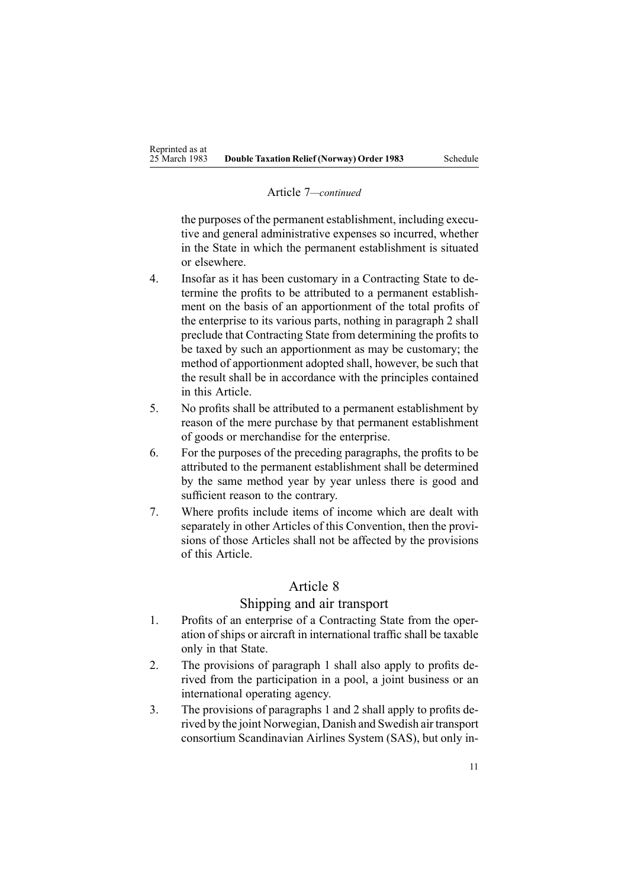Article 7—*continued*

the purposes of the permanent establishment, including executive and general administrative expenses so incurred, whether in the State in which the permanent establishment is situated or elsewhere.

4. Insofar as it has been customary in a Contracting State to determine the profits to be attributed to a permanent establishment on the basis of an apportionment of the total profits of the enterprise to its various parts, nothing in paragraph 2 shall preclude that Contracting State from determining the profits to be taxed by such an apportionment as may be customary; the method of apportionment adopted shall, however, be such that the result shall be in accordance with the principles contained in this Article.
5. No profits shall be attributed to a permanent establishment by reason of the mere purchase by that permanent establishment of goods or merchandise for the enterprise.
6. For the purposes of the preceding paragraphs, the profits to be attributed to the permanent establishment shall be determined by the same method year by year unless there is good and sufficient reason to the contrary.
7. Where profits include items of income which are dealt with separately in other Articles of this Convention, then the provisions of those Articles shall not be affected by the provisions of this Article.

## Article 8

### Shipping and air transport

1. Profits of an enterprise of a Contracting State from the operation of ships or aircraft in international traffic shall be taxable only in that State.
2. The provisions of paragraph 1 shall also apply to profits derived from the participation in a pool, a joint business or an international operating agency.
3. The provisions of paragraphs 1 and 2 shall apply to profits derived by the joint Norwegian, Danish and Swedish air transport consortium Scandinavian Airlines System (SAS), but only in-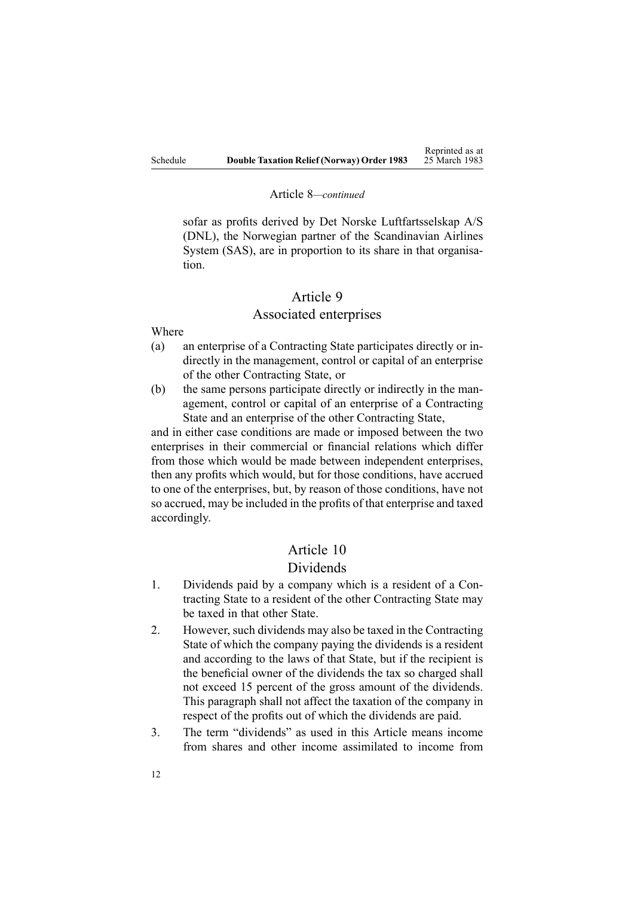Article 8—*continued*

sofar as profits derived by Det Norske Luftfartsselskap A/S (DNL), the Norwegian partner of the Scandinavian Airlines System (SAS), are in proportion to its share in that organisation.

## Article 9
## Associated enterprises

Where

(a) an enterprise of a Contracting State participates directly or indirectly in the management, control or capital of an enterprise of the other Contracting State, or

(b) the same persons participate directly or indirectly in the management, control or capital of an enterprise of a Contracting State and an enterprise of the other Contracting State,

and in either case conditions are made or imposed between the two enterprises in their commercial or financial relations which differ from those which would be made between independent enterprises, then any profits which would, but for those conditions, have accrued to one of the enterprises, but, by reason of those conditions, have not so accrued, may be included in the profits of that enterprise and taxed accordingly.

## Article 10
## Dividends

1. Dividends paid by a company which is a resident of a Contracting State to a resident of the other Contracting State may be taxed in that other State.

2. However, such dividends may also be taxed in the Contracting State of which the company paying the dividends is a resident and according to the laws of that State, but if the recipient is the beneficial owner of the dividends the tax so charged shall not exceed 15 percent of the gross amount of the dividends. This paragraph shall not affect the taxation of the company in respect of the profits out of which the dividends are paid.

3. The term "dividends" as used in this Article means income from shares and other income assimilated to income from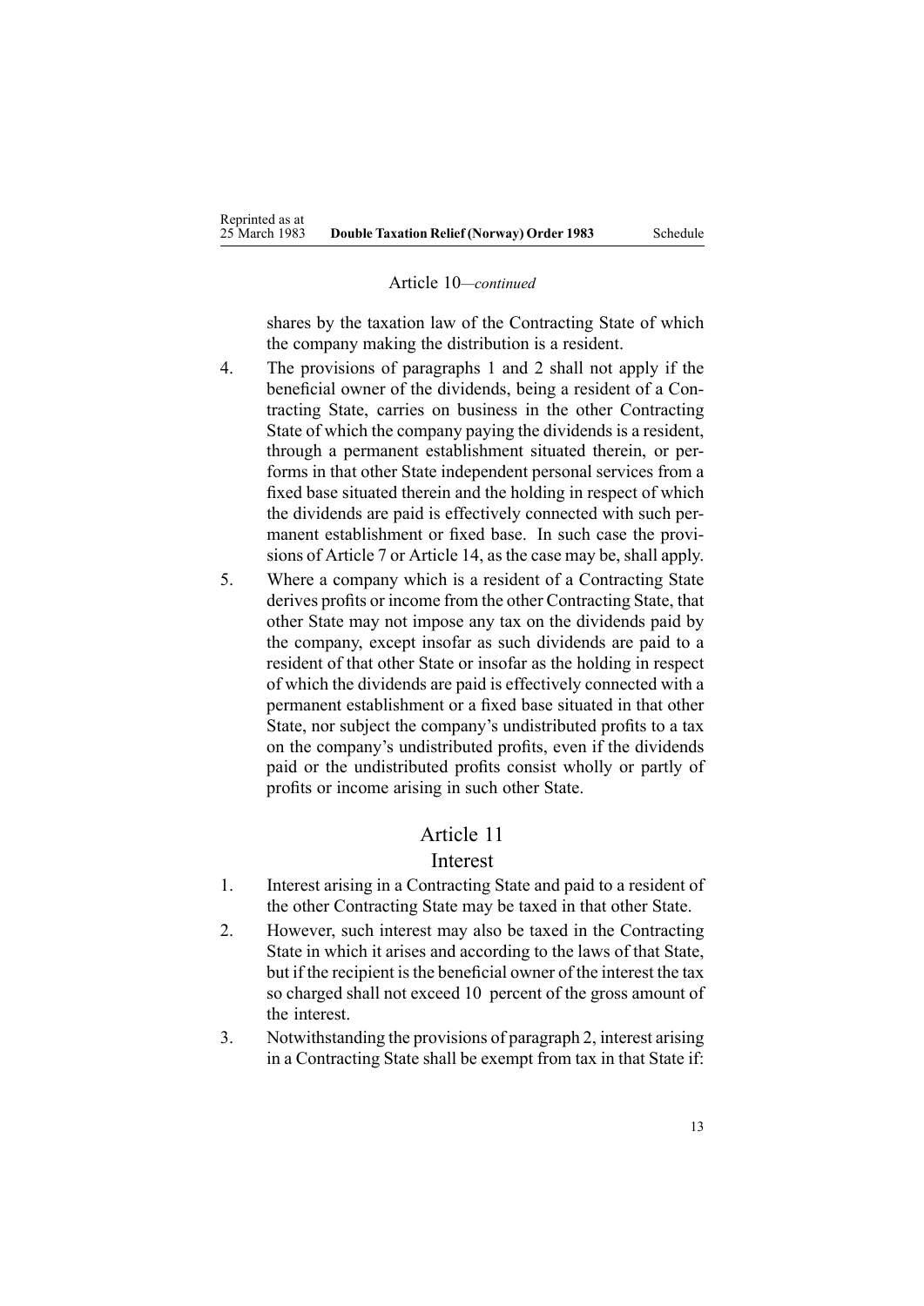Article 10—*continued*

shares by the taxation law of the Contracting State of which the company making the distribution is a resident.

4. The provisions of paragraphs 1 and 2 shall not apply if the beneficial owner of the dividends, being a resident of a Contracting State, carries on business in the other Contracting State of which the company paying the dividends is a resident, through a permanent establishment situated therein, or performs in that other State independent personal services from a fixed base situated therein and the holding in respect of which the dividends are paid is effectively connected with such permanent establishment or fixed base. In such case the provisions of Article 7 or Article 14, as the case may be, shall apply.
5. Where a company which is a resident of a Contracting State derives profits or income from the other Contracting State, that other State may not impose any tax on the dividends paid by the company, except insofar as such dividends are paid to a resident of that other State or insofar as the holding in respect of which the dividends are paid is effectively connected with a permanent establishment or a fixed base situated in that other State, nor subject the company's undistributed profits to a tax on the company's undistributed profits, even if the dividends paid or the undistributed profits consist wholly or partly of profits or income arising in such other State.

## Article 11

### Interest

1. Interest arising in a Contracting State and paid to a resident of the other Contracting State may be taxed in that other State.
2. However, such interest may also be taxed in the Contracting State in which it arises and according to the laws of that State, but if the recipient is the beneficial owner of the interest the tax so charged shall not exceed 10 percent of the gross amount of the interest.
3. Notwithstanding the provisions of paragraph 2, interest arising in a Contracting State shall be exempt from tax in that State if: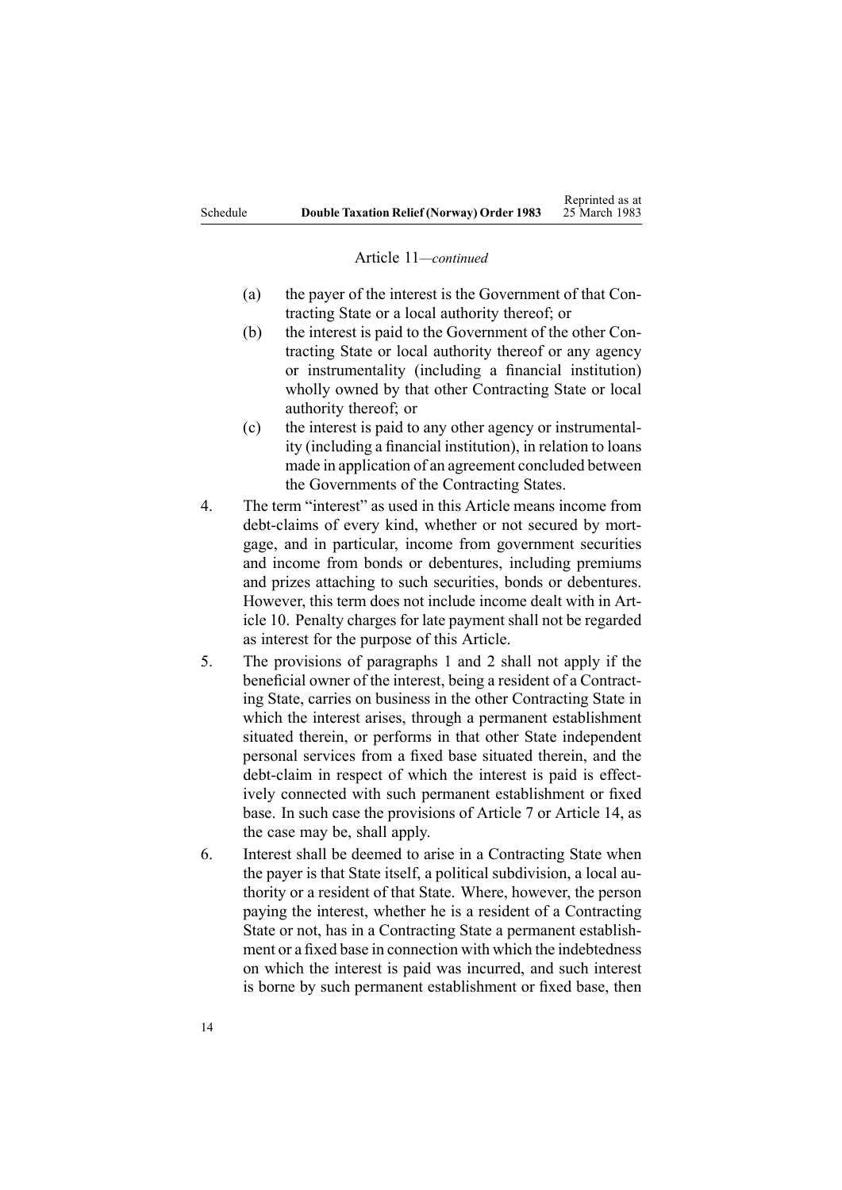Article 11—*continued*

(a) the payer of the interest is the Government of that Contracting State or a local authority thereof; or

(b) the interest is paid to the Government of the other Contracting State or local authority thereof or any agency or instrumentality (including a financial institution) wholly owned by that other Contracting State or local authority thereof; or

(c) the interest is paid to any other agency or instrumentality (including a financial institution), in relation to loans made in application of an agreement concluded between the Governments of the Contracting States.

4. The term "interest" as used in this Article means income from debt-claims of every kind, whether or not secured by mortgage, and in particular, income from government securities and income from bonds or debentures, including premiums and prizes attaching to such securities, bonds or debentures. However, this term does not include income dealt with in Article 10. Penalty charges for late payment shall not be regarded as interest for the purpose of this Article.

5. The provisions of paragraphs 1 and 2 shall not apply if the beneficial owner of the interest, being a resident of a Contracting State, carries on business in the other Contracting State in which the interest arises, through a permanent establishment situated therein, or performs in that other State independent personal services from a fixed base situated therein, and the debt-claim in respect of which the interest is paid is effectively connected with such permanent establishment or fixed base. In such case the provisions of Article 7 or Article 14, as the case may be, shall apply.

6. Interest shall be deemed to arise in a Contracting State when the payer is that State itself, a political subdivision, a local authority or a resident of that State. Where, however, the person paying the interest, whether he is a resident of a Contracting State or not, has in a Contracting State a permanent establishment or a fixed base in connection with which the indebtedness on which the interest is paid was incurred, and such interest is borne by such permanent establishment or fixed base, then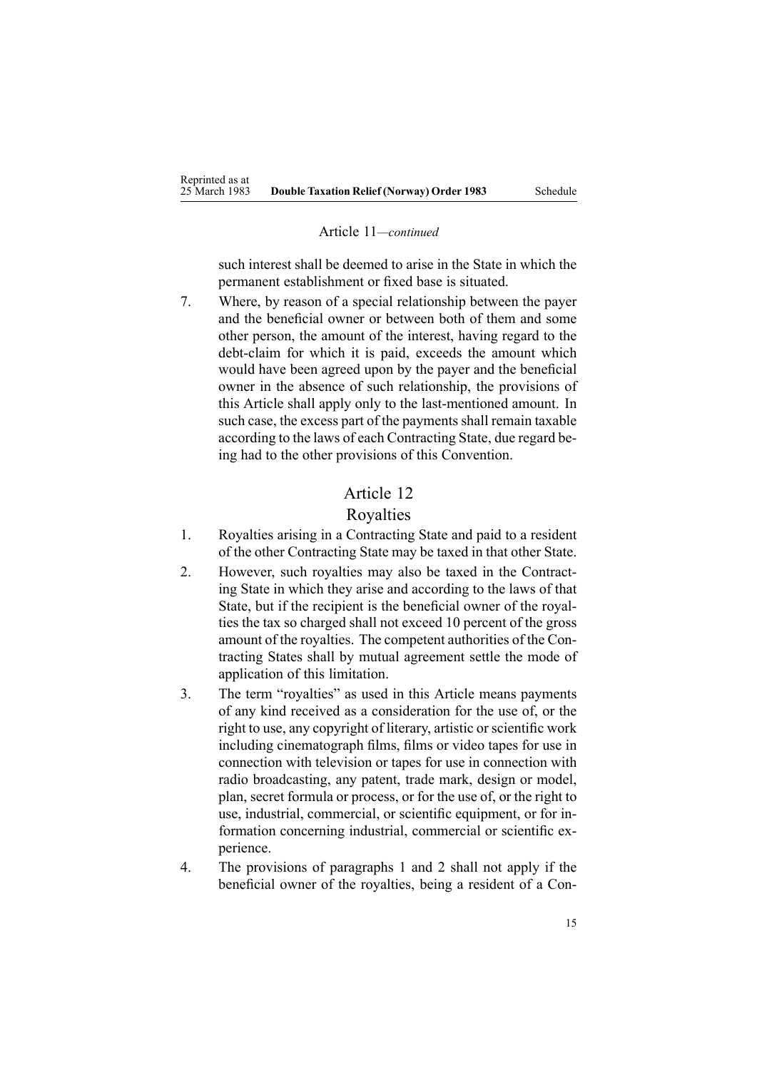Article 11—*continued*

such interest shall be deemed to arise in the State in which the permanent establishment or fixed base is situated.

7. Where, by reason of a special relationship between the payer and the beneficial owner or between both of them and some other person, the amount of the interest, having regard to the debt-claim for which it is paid, exceeds the amount which would have been agreed upon by the payer and the beneficial owner in the absence of such relationship, the provisions of this Article shall apply only to the last-mentioned amount. In such case, the excess part of the payments shall remain taxable according to the laws of each Contracting State, due regard being had to the other provisions of this Convention.

## Article 12

## Royalties

1. Royalties arising in a Contracting State and paid to a resident of the other Contracting State may be taxed in that other State.
2. However, such royalties may also be taxed in the Contracting State in which they arise and according to the laws of that State, but if the recipient is the beneficial owner of the royalties the tax so charged shall not exceed 10 percent of the gross amount of the royalties. The competent authorities of the Contracting States shall by mutual agreement settle the mode of application of this limitation.
3. The term "royalties" as used in this Article means payments of any kind received as a consideration for the use of, or the right to use, any copyright of literary, artistic or scientific work including cinematograph films, films or video tapes for use in connection with television or tapes for use in connection with radio broadcasting, any patent, trade mark, design or model, plan, secret formula or process, or for the use of, or the right to use, industrial, commercial, or scientific equipment, or for information concerning industrial, commercial or scientific experience.
4. The provisions of paragraphs 1 and 2 shall not apply if the beneficial owner of the royalties, being a resident of a Con-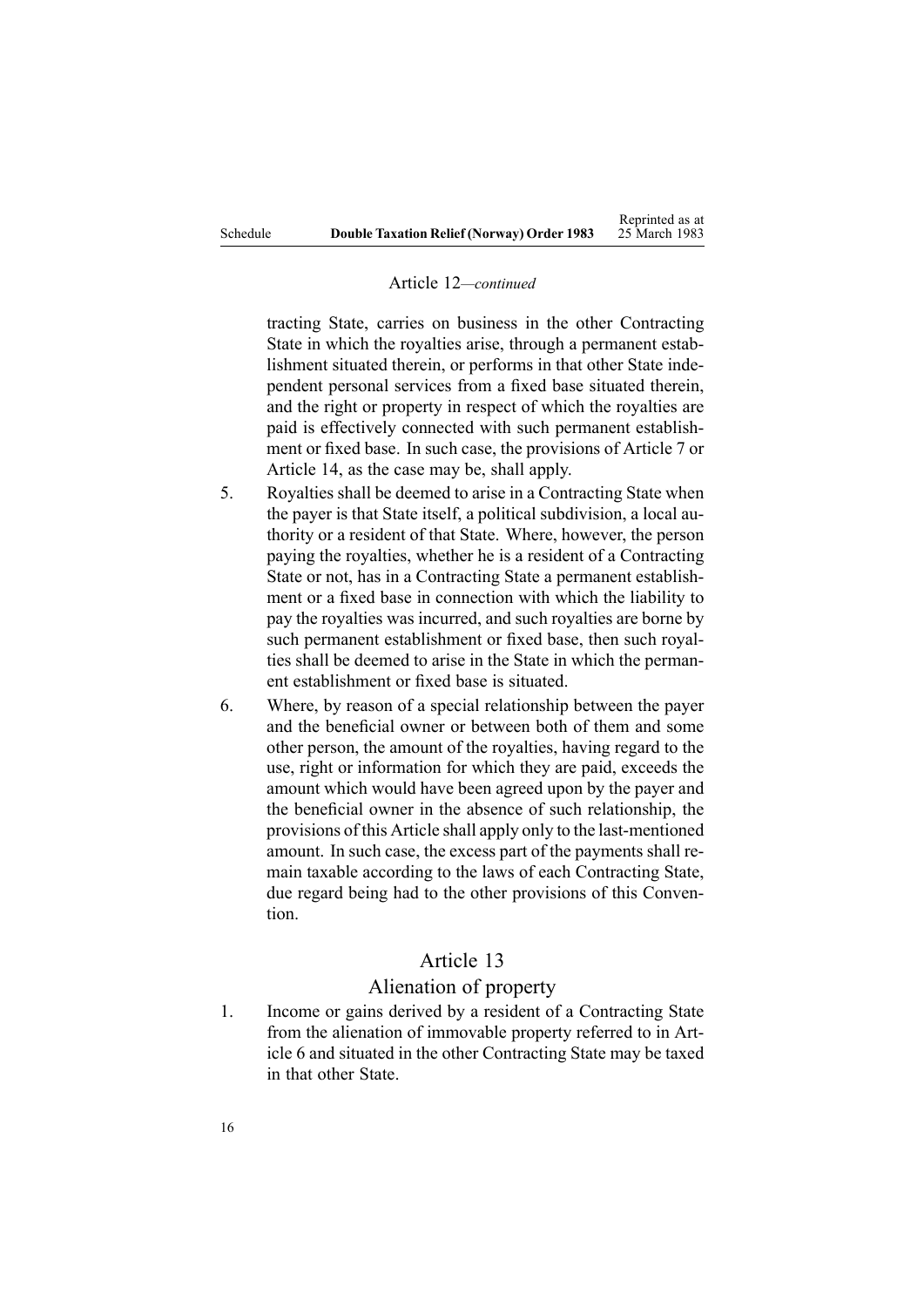Article 12—*continued*

tracting State, carries on business in the other Contracting State in which the royalties arise, through a permanent establishment situated therein, or performs in that other State independent personal services from a fixed base situated therein, and the right or property in respect of which the royalties are paid is effectively connected with such permanent establishment or fixed base. In such case, the provisions of Article 7 or Article 14, as the case may be, shall apply.

5. Royalties shall be deemed to arise in a Contracting State when the payer is that State itself, a political subdivision, a local authority or a resident of that State. Where, however, the person paying the royalties, whether he is a resident of a Contracting State or not, has in a Contracting State a permanent establishment or a fixed base in connection with which the liability to pay the royalties was incurred, and such royalties are borne by such permanent establishment or fixed base, then such royalties shall be deemed to arise in the State in which the permanent establishment or fixed base is situated.

6. Where, by reason of a special relationship between the payer and the beneficial owner or between both of them and some other person, the amount of the royalties, having regard to the use, right or information for which they are paid, exceeds the amount which would have been agreed upon by the payer and the beneficial owner in the absence of such relationship, the provisions of this Article shall apply only to the last-mentioned amount. In such case, the excess part of the payments shall remain taxable according to the laws of each Contracting State, due regard being had to the other provisions of this Convention.

## Article 13

### Alienation of property

1. Income or gains derived by a resident of a Contracting State from the alienation of immovable property referred to in Article 6 and situated in the other Contracting State may be taxed in that other State.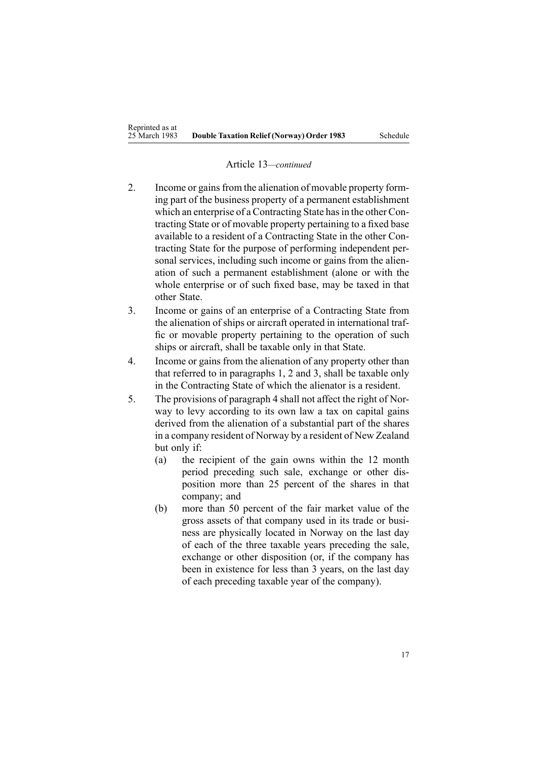Article 13—*continued*

2. Income or gains from the alienation of movable property forming part of the business property of a permanent establishment which an enterprise of a Contracting State has in the other Contracting State or of movable property pertaining to a fixed base available to a resident of a Contracting State in the other Contracting State for the purpose of performing independent personal services, including such income or gains from the alienation of such a permanent establishment (alone or with the whole enterprise or of such fixed base, may be taxed in that other State.
3. Income or gains of an enterprise of a Contracting State from the alienation of ships or aircraft operated in international traffic or movable property pertaining to the operation of such ships or aircraft, shall be taxable only in that State.
4. Income or gains from the alienation of any property other than that referred to in paragraphs 1, 2 and 3, shall be taxable only in the Contracting State of which the alienator is a resident.
5. The provisions of paragraph 4 shall not affect the right of Norway to levy according to its own law a tax on capital gains derived from the alienation of a substantial part of the shares in a company resident of Norway by a resident of New Zealand but only if:
   (a) the recipient of the gain owns within the 12 month period preceding such sale, exchange or other disposition more than 25 percent of the shares in that company; and
   (b) more than 50 percent of the fair market value of the gross assets of that company used in its trade or business are physically located in Norway on the last day of each of the three taxable years preceding the sale, exchange or other disposition (or, if the company has been in existence for less than 3 years, on the last day of each preceding taxable year of the company).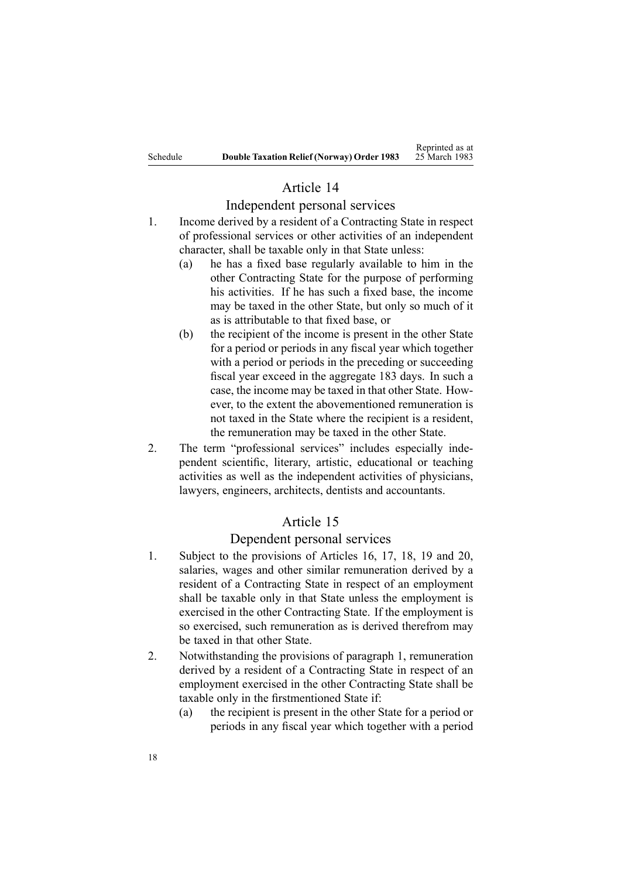## Article 14

### Independent personal services

1. Income derived by a resident of a Contracting State in respect of professional services or other activities of an independent character, shall be taxable only in that State unless:
   (a) he has a fixed base regularly available to him in the other Contracting State for the purpose of performing his activities. If he has such a fixed base, the income may be taxed in the other State, but only so much of it as is attributable to that fixed base, or
   (b) the recipient of the income is present in the other State for a period or periods in any fiscal year which together with a period or periods in the preceding or succeeding fiscal year exceed in the aggregate 183 days. In such a case, the income may be taxed in that other State. However, to the extent the abovementioned remuneration is not taxed in the State where the recipient is a resident, the remuneration may be taxed in the other State.
2. The term "professional services" includes especially independent scientific, literary, artistic, educational or teaching activities as well as the independent activities of physicians, lawyers, engineers, architects, dentists and accountants.

## Article 15

### Dependent personal services

1. Subject to the provisions of Articles 16, 17, 18, 19 and 20, salaries, wages and other similar remuneration derived by a resident of a Contracting State in respect of an employment shall be taxable only in that State unless the employment is exercised in the other Contracting State. If the employment is so exercised, such remuneration as is derived therefrom may be taxed in that other State.
2. Notwithstanding the provisions of paragraph 1, remuneration derived by a resident of a Contracting State in respect of an employment exercised in the other Contracting State shall be taxable only in the firstmentioned State if:
   (a) the recipient is present in the other State for a period or periods in any fiscal year which together with a period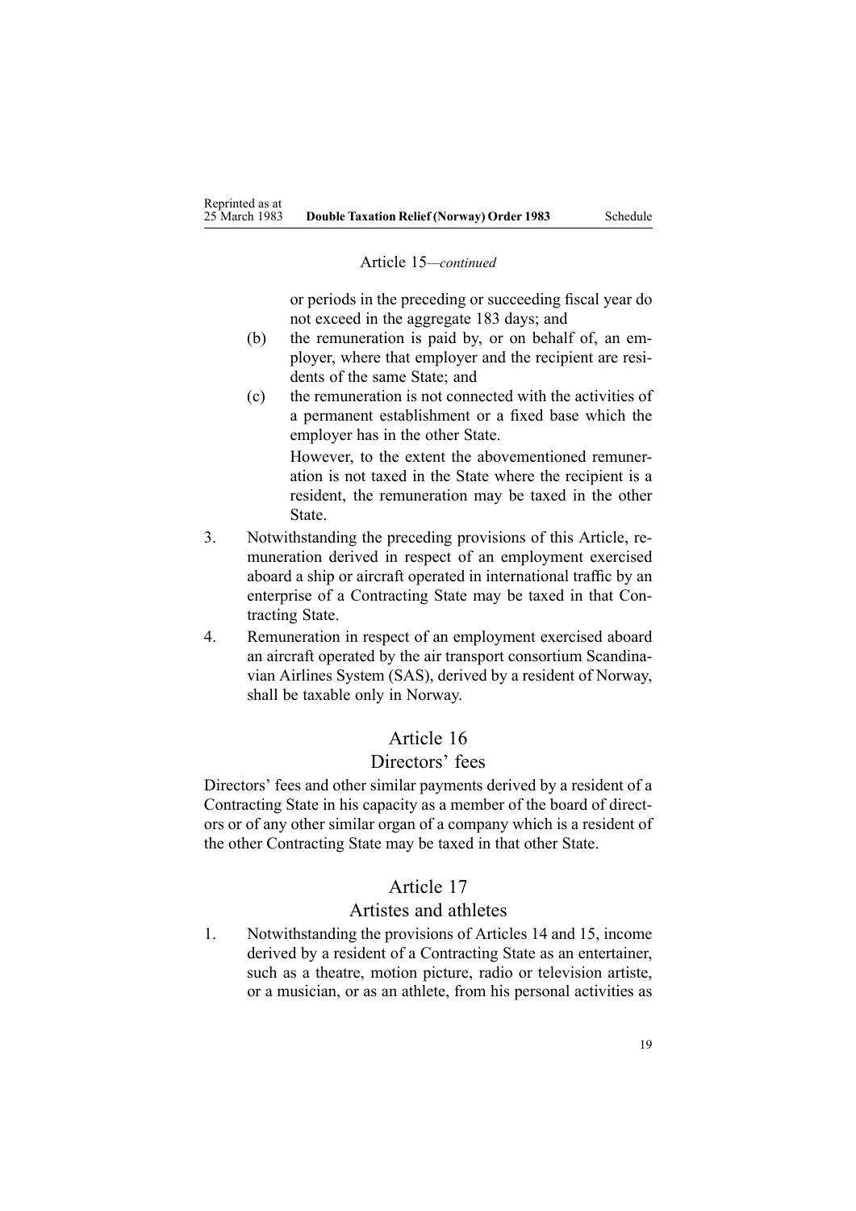Article 15—*continued*

or periods in the preceding or succeeding fiscal year do not exceed in the aggregate 183 days; and

(b) the remuneration is paid by, or on behalf of, an employer, where that employer and the recipient are residents of the same State; and

(c) the remuneration is not connected with the activities of a permanent establishment or a fixed base which the employer has in the other State.

However, to the extent the abovementioned remuneration is not taxed in the State where the recipient is a resident, the remuneration may be taxed in the other State.

3. Notwithstanding the preceding provisions of this Article, remuneration derived in respect of an employment exercised aboard a ship or aircraft operated in international traffic by an enterprise of a Contracting State may be taxed in that Contracting State.

4. Remuneration in respect of an employment exercised aboard an aircraft operated by the air transport consortium Scandinavian Airlines System (SAS), derived by a resident of Norway, shall be taxable only in Norway.

## Article 16

### Directors' fees

Directors' fees and other similar payments derived by a resident of a Contracting State in his capacity as a member of the board of directors or of any other similar organ of a company which is a resident of the other Contracting State may be taxed in that other State.

## Article 17

### Artistes and athletes

1. Notwithstanding the provisions of Articles 14 and 15, income derived by a resident of a Contracting State as an entertainer, such as a theatre, motion picture, radio or television artiste, or a musician, or as an athlete, from his personal activities as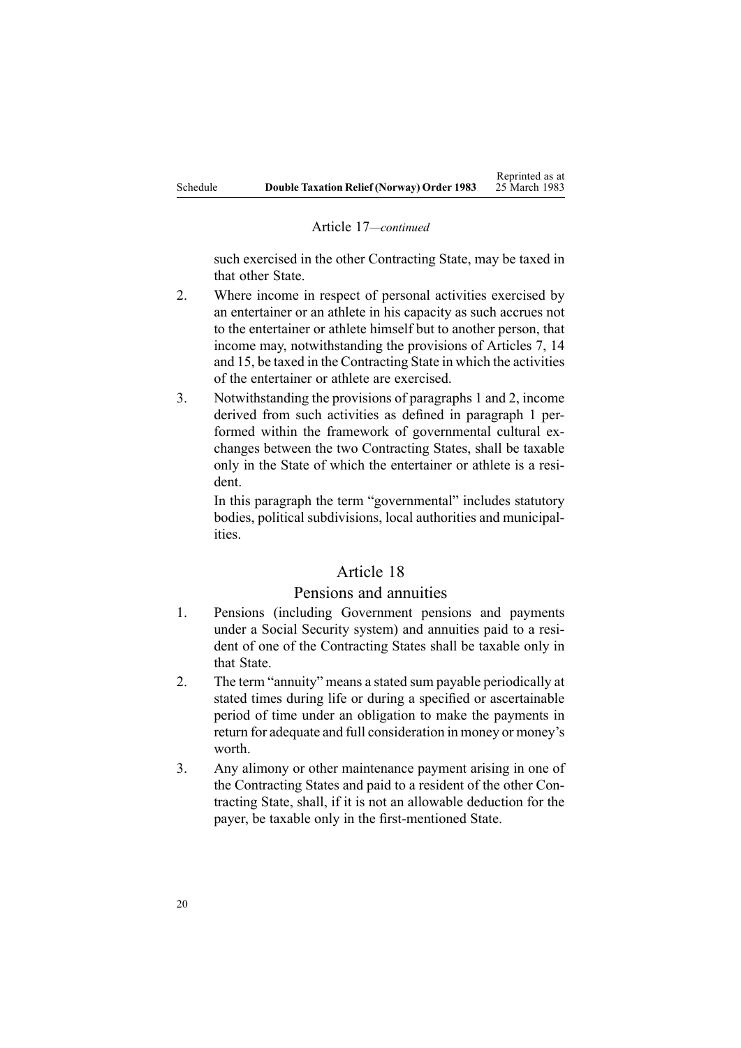Article 17—*continued*

such exercised in the other Contracting State, may be taxed in that other State.

2. Where income in respect of personal activities exercised by an entertainer or an athlete in his capacity as such accrues not to the entertainer or athlete himself but to another person, that income may, notwithstanding the provisions of Articles 7, 14 and 15, be taxed in the Contracting State in which the activities of the entertainer or athlete are exercised.

3. Notwithstanding the provisions of paragraphs 1 and 2, income derived from such activities as defined in paragraph 1 performed within the framework of governmental cultural exchanges between the two Contracting States, shall be taxable only in the State of which the entertainer or athlete is a resident.

   In this paragraph the term "governmental" includes statutory bodies, political subdivisions, local authorities and municipalities.

## Article 18

## Pensions and annuities

1. Pensions (including Government pensions and payments under a Social Security system) and annuities paid to a resident of one of the Contracting States shall be taxable only in that State.

2. The term "annuity" means a stated sum payable periodically at stated times during life or during a specified or ascertainable period of time under an obligation to make the payments in return for adequate and full consideration in money or money's worth.

3. Any alimony or other maintenance payment arising in one of the Contracting States and paid to a resident of the other Contracting State, shall, if it is not an allowable deduction for the payer, be taxable only in the first-mentioned State.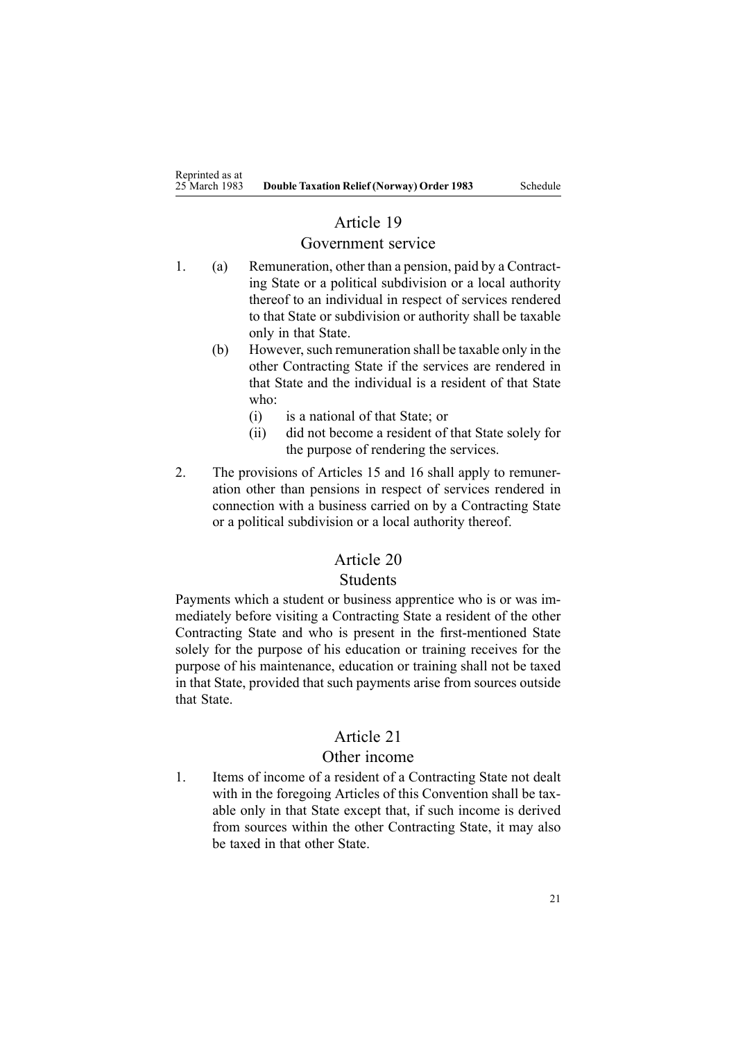## Article 19

### Government service

1. (a) Remuneration, other than a pension, paid by a Contracting State or a political subdivision or a local authority thereof to an individual in respect of services rendered to that State or subdivision or authority shall be taxable only in that State.

   (b) However, such remuneration shall be taxable only in the other Contracting State if the services are rendered in that State and the individual is a resident of that State who:

      (i) is a national of that State; or

      (ii) did not become a resident of that State solely for the purpose of rendering the services.

2. The provisions of Articles 15 and 16 shall apply to remuneration other than pensions in respect of services rendered in connection with a business carried on by a Contracting State or a political subdivision or a local authority thereof.

## Article 20

### Students

Payments which a student or business apprentice who is or was immediately before visiting a Contracting State a resident of the other Contracting State and who is present in the first-mentioned State solely for the purpose of his education or training receives for the purpose of his maintenance, education or training shall not be taxed in that State, provided that such payments arise from sources outside that State.

## Article 21

### Other income

1. Items of income of a resident of a Contracting State not dealt with in the foregoing Articles of this Convention shall be taxable only in that State except that, if such income is derived from sources within the other Contracting State, it may also be taxed in that other State.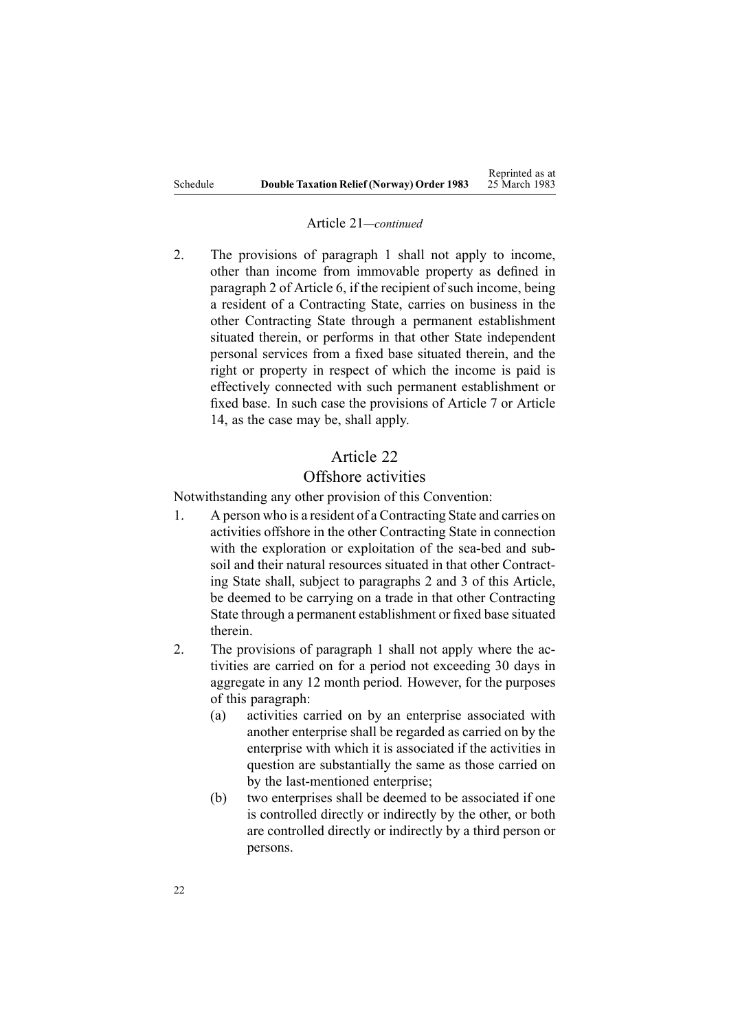Article 21—*continued*

2. The provisions of paragraph 1 shall not apply to income, other than income from immovable property as defined in paragraph 2 of Article 6, if the recipient of such income, being a resident of a Contracting State, carries on business in the other Contracting State through a permanent establishment situated therein, or performs in that other State independent personal services from a fixed base situated therein, and the right or property in respect of which the income is paid is effectively connected with such permanent establishment or fixed base. In such case the provisions of Article 7 or Article 14, as the case may be, shall apply.

## Article 22
## Offshore activities

Notwithstanding any other provision of this Convention:

1. A person who is a resident of a Contracting State and carries on activities offshore in the other Contracting State in connection with the exploration or exploitation of the sea-bed and sub-soil and their natural resources situated in that other Contracting State shall, subject to paragraphs 2 and 3 of this Article, be deemed to be carrying on a trade in that other Contracting State through a permanent establishment or fixed base situated therein.
2. The provisions of paragraph 1 shall not apply where the activities are carried on for a period not exceeding 30 days in aggregate in any 12 month period. However, for the purposes of this paragraph:
   (a) activities carried on by an enterprise associated with another enterprise shall be regarded as carried on by the enterprise with which it is associated if the activities in question are substantially the same as those carried on by the last-mentioned enterprise;
   (b) two enterprises shall be deemed to be associated if one is controlled directly or indirectly by the other, or both are controlled directly or indirectly by a third person or persons.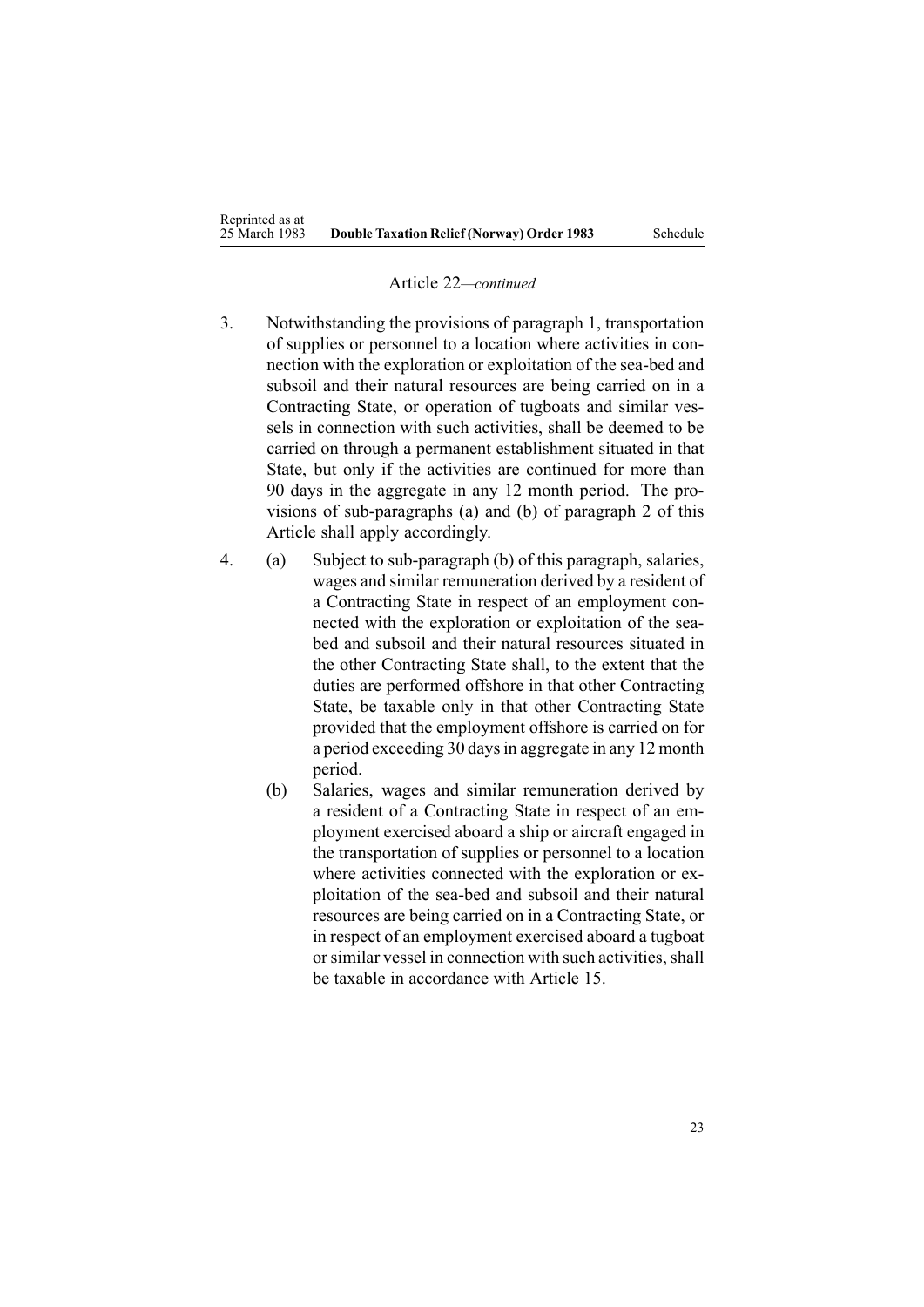Article 22—*continued*

3. Notwithstanding the provisions of paragraph 1, transportation of supplies or personnel to a location where activities in connection with the exploration or exploitation of the sea-bed and subsoil and their natural resources are being carried on in a Contracting State, or operation of tugboats and similar vessels in connection with such activities, shall be deemed to be carried on through a permanent establishment situated in that State, but only if the activities are continued for more than 90 days in the aggregate in any 12 month period. The provisions of sub-paragraphs (a) and (b) of paragraph 2 of this Article shall apply accordingly.

4. (a) Subject to sub-paragraph (b) of this paragraph, salaries, wages and similar remuneration derived by a resident of a Contracting State in respect of an employment connected with the exploration or exploitation of the sea-bed and subsoil and their natural resources situated in the other Contracting State shall, to the extent that the duties are performed offshore in that other Contracting State, be taxable only in that other Contracting State provided that the employment offshore is carried on for a period exceeding 30 days in aggregate in any 12 month period.

   (b) Salaries, wages and similar remuneration derived by a resident of a Contracting State in respect of an employment exercised aboard a ship or aircraft engaged in the transportation of supplies or personnel to a location where activities connected with the exploration or exploitation of the sea-bed and subsoil and their natural resources are being carried on in a Contracting State, or in respect of an employment exercised aboard a tugboat or similar vessel in connection with such activities, shall be taxable in accordance with Article 15.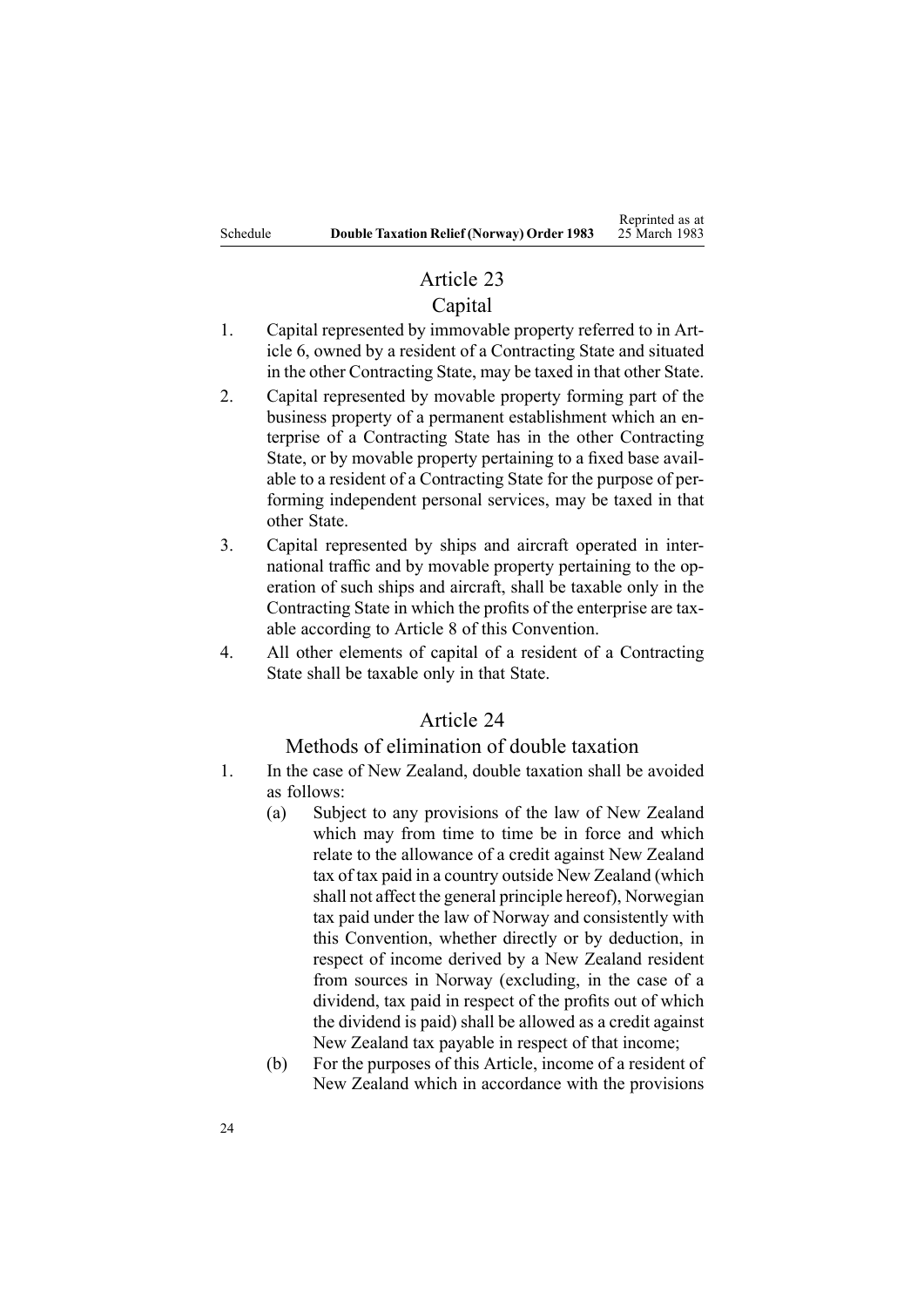## Article 23

### Capital

1. Capital represented by immovable property referred to in Article 6, owned by a resident of a Contracting State and situated in the other Contracting State, may be taxed in that other State.
2. Capital represented by movable property forming part of the business property of a permanent establishment which an enterprise of a Contracting State has in the other Contracting State, or by movable property pertaining to a fixed base available to a resident of a Contracting State for the purpose of performing independent personal services, may be taxed in that other State.
3. Capital represented by ships and aircraft operated in international traffic and by movable property pertaining to the operation of such ships and aircraft, shall be taxable only in the Contracting State in which the profits of the enterprise are taxable according to Article 8 of this Convention.
4. All other elements of capital of a resident of a Contracting State shall be taxable only in that State.

## Article 24

### Methods of elimination of double taxation

1. In the case of New Zealand, double taxation shall be avoided as follows:
   - (a) Subject to any provisions of the law of New Zealand which may from time to time be in force and which relate to the allowance of a credit against New Zealand tax of tax paid in a country outside New Zealand (which shall not affect the general principle hereof), Norwegian tax paid under the law of Norway and consistently with this Convention, whether directly or by deduction, in respect of income derived by a New Zealand resident from sources in Norway (excluding, in the case of a dividend, tax paid in respect of the profits out of which the dividend is paid) shall be allowed as a credit against New Zealand tax payable in respect of that income;
   - (b) For the purposes of this Article, income of a resident of New Zealand which in accordance with the provisions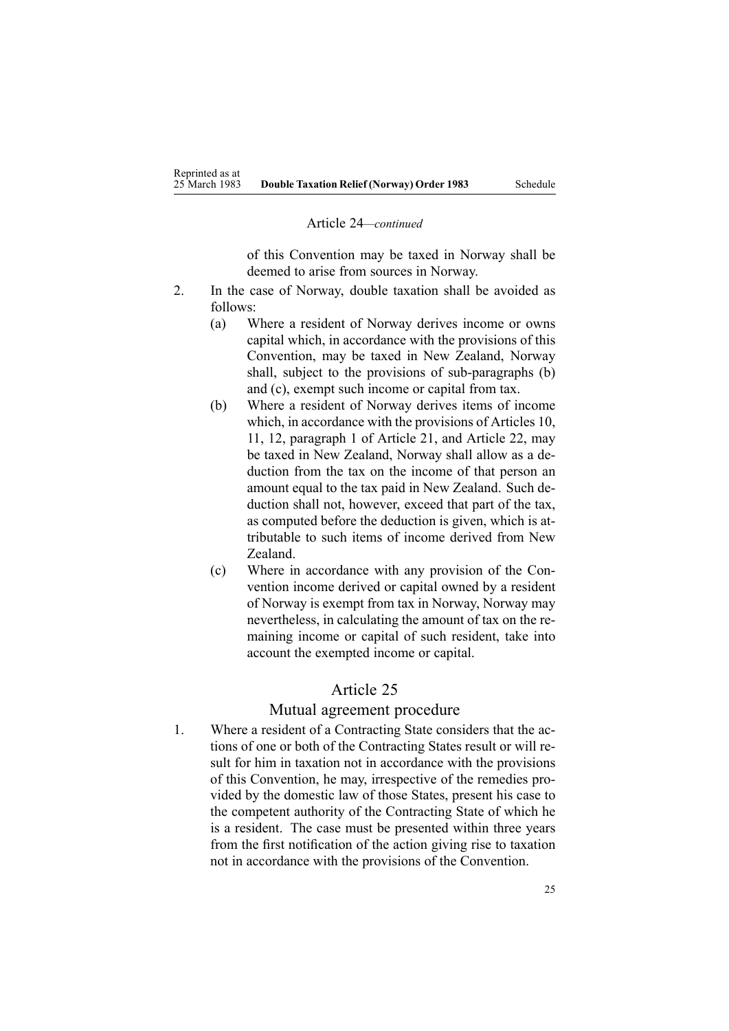Article 24—*continued*

of this Convention may be taxed in Norway shall be deemed to arise from sources in Norway.

2. In the case of Norway, double taxation shall be avoided as follows:
   - (a) Where a resident of Norway derives income or owns capital which, in accordance with the provisions of this Convention, may be taxed in New Zealand, Norway shall, subject to the provisions of sub-paragraphs (b) and (c), exempt such income or capital from tax.
   - (b) Where a resident of Norway derives items of income which, in accordance with the provisions of Articles 10, 11, 12, paragraph 1 of Article 21, and Article 22, may be taxed in New Zealand, Norway shall allow as a deduction from the tax on the income of that person an amount equal to the tax paid in New Zealand. Such deduction shall not, however, exceed that part of the tax, as computed before the deduction is given, which is attributable to such items of income derived from New Zealand.
   - (c) Where in accordance with any provision of the Convention income derived or capital owned by a resident of Norway is exempt from tax in Norway, Norway may nevertheless, in calculating the amount of tax on the remaining income or capital of such resident, take into account the exempted income or capital.

## Article 25

### Mutual agreement procedure

1. Where a resident of a Contracting State considers that the actions of one or both of the Contracting States result or will result for him in taxation not in accordance with the provisions of this Convention, he may, irrespective of the remedies provided by the domestic law of those States, present his case to the competent authority of the Contracting State of which he is a resident. The case must be presented within three years from the first notification of the action giving rise to taxation not in accordance with the provisions of the Convention.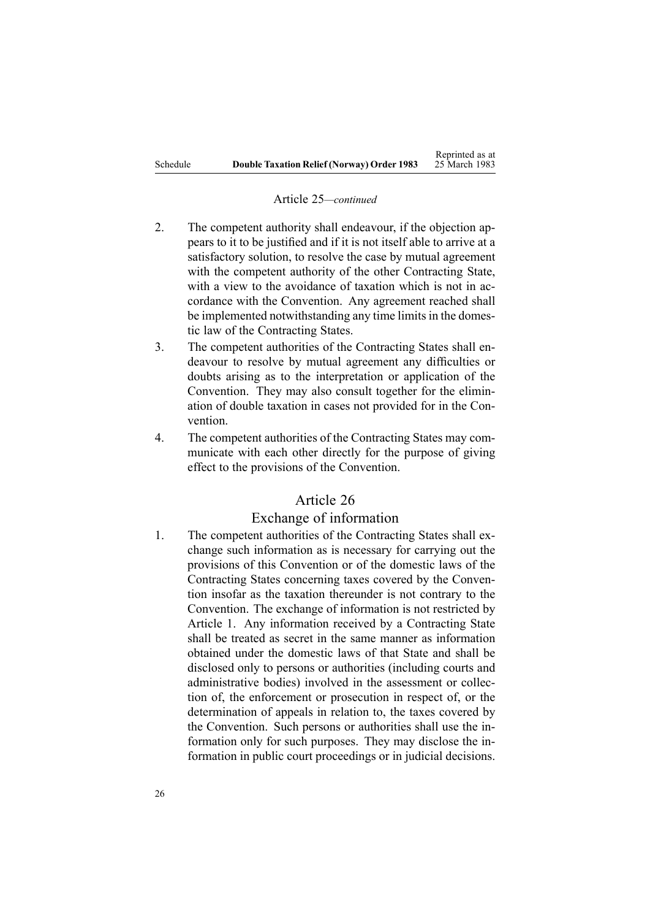Article 25—*continued*

2. The competent authority shall endeavour, if the objection appears to it to be justified and if it is not itself able to arrive at a satisfactory solution, to resolve the case by mutual agreement with the competent authority of the other Contracting State, with a view to the avoidance of taxation which is not in accordance with the Convention. Any agreement reached shall be implemented notwithstanding any time limits in the domestic law of the Contracting States.
3. The competent authorities of the Contracting States shall endeavour to resolve by mutual agreement any difficulties or doubts arising as to the interpretation or application of the Convention. They may also consult together for the elimination of double taxation in cases not provided for in the Convention.
4. The competent authorities of the Contracting States may communicate with each other directly for the purpose of giving effect to the provisions of the Convention.

## Article 26
## Exchange of information

1. The competent authorities of the Contracting States shall exchange such information as is necessary for carrying out the provisions of this Convention or of the domestic laws of the Contracting States concerning taxes covered by the Convention insofar as the taxation thereunder is not contrary to the Convention. The exchange of information is not restricted by Article 1. Any information received by a Contracting State shall be treated as secret in the same manner as information obtained under the domestic laws of that State and shall be disclosed only to persons or authorities (including courts and administrative bodies) involved in the assessment or collection of, the enforcement or prosecution in respect of, or the determination of appeals in relation to, the taxes covered by the Convention. Such persons or authorities shall use the information only for such purposes. They may disclose the information in public court proceedings or in judicial decisions.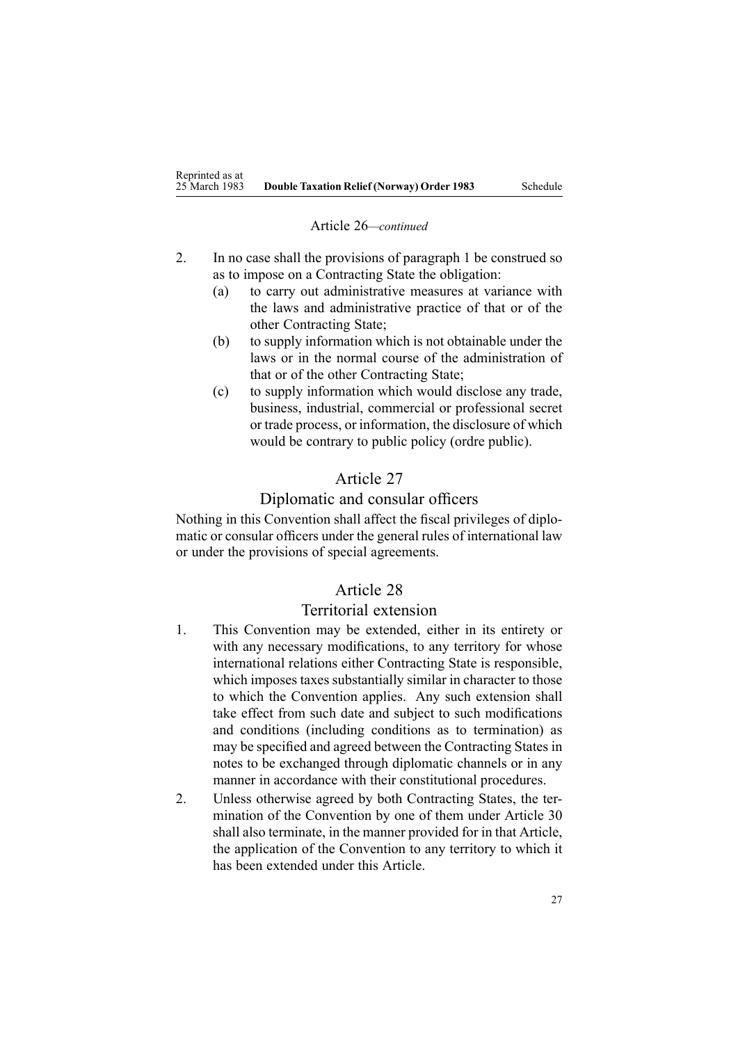Article 26—*continued*

2. In no case shall the provisions of paragraph 1 be construed so as to impose on a Contracting State the obligation:
   (a) to carry out administrative measures at variance with the laws and administrative practice of that or of the other Contracting State;
   (b) to supply information which is not obtainable under the laws or in the normal course of the administration of that or of the other Contracting State;
   (c) to supply information which would disclose any trade, business, industrial, commercial or professional secret or trade process, or information, the disclosure of which would be contrary to public policy (ordre public).

## Article 27

### Diplomatic and consular officers

Nothing in this Convention shall affect the fiscal privileges of diplomatic or consular officers under the general rules of international law or under the provisions of special agreements.

## Article 28

### Territorial extension

1. This Convention may be extended, either in its entirety or with any necessary modifications, to any territory for whose international relations either Contracting State is responsible, which imposes taxes substantially similar in character to those to which the Convention applies. Any such extension shall take effect from such date and subject to such modifications and conditions (including conditions as to termination) as may be specified and agreed between the Contracting States in notes to be exchanged through diplomatic channels or in any manner in accordance with their constitutional procedures.
2. Unless otherwise agreed by both Contracting States, the termination of the Convention by one of them under Article 30 shall also terminate, in the manner provided for in that Article, the application of the Convention to any territory to which it has been extended under this Article.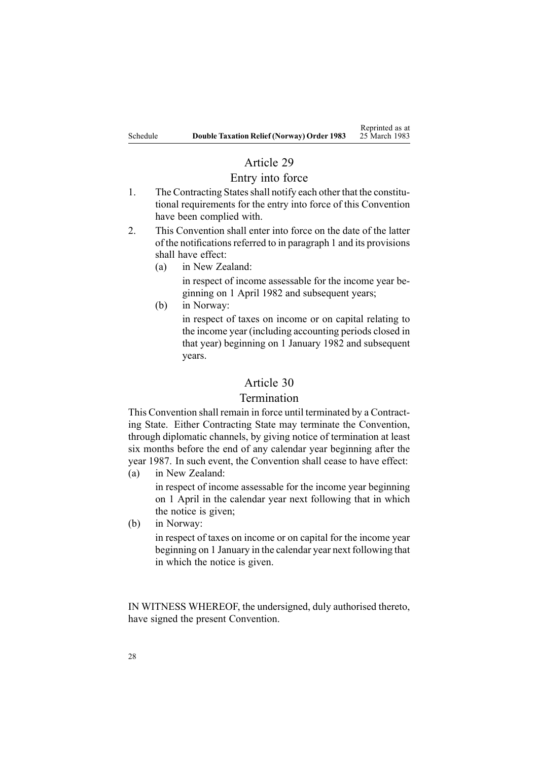## Article 29

### Entry into force

1. The Contracting States shall notify each other that the constitutional requirements for the entry into force of this Convention have been complied with.
2. This Convention shall enter into force on the date of the latter of the notifications referred to in paragraph 1 and its provisions shall have effect:
   - (a) in New Zealand:

     in respect of income assessable for the income year beginning on 1 April 1982 and subsequent years;
   - (b) in Norway:

     in respect of taxes on income or on capital relating to the income year (including accounting periods closed in that year) beginning on 1 January 1982 and subsequent years.

## Article 30

### Termination

This Convention shall remain in force until terminated by a Contracting State. Either Contracting State may terminate the Convention, through diplomatic channels, by giving notice of termination at least six months before the end of any calendar year beginning after the year 1987. In such event, the Convention shall cease to have effect:

- (a) in New Zealand:

  in respect of income assessable for the income year beginning on 1 April in the calendar year next following that in which the notice is given;
- (b) in Norway:

  in respect of taxes on income or on capital for the income year beginning on 1 January in the calendar year next following that in which the notice is given.

IN WITNESS WHEREOF, the undersigned, duly authorised thereto, have signed the present Convention.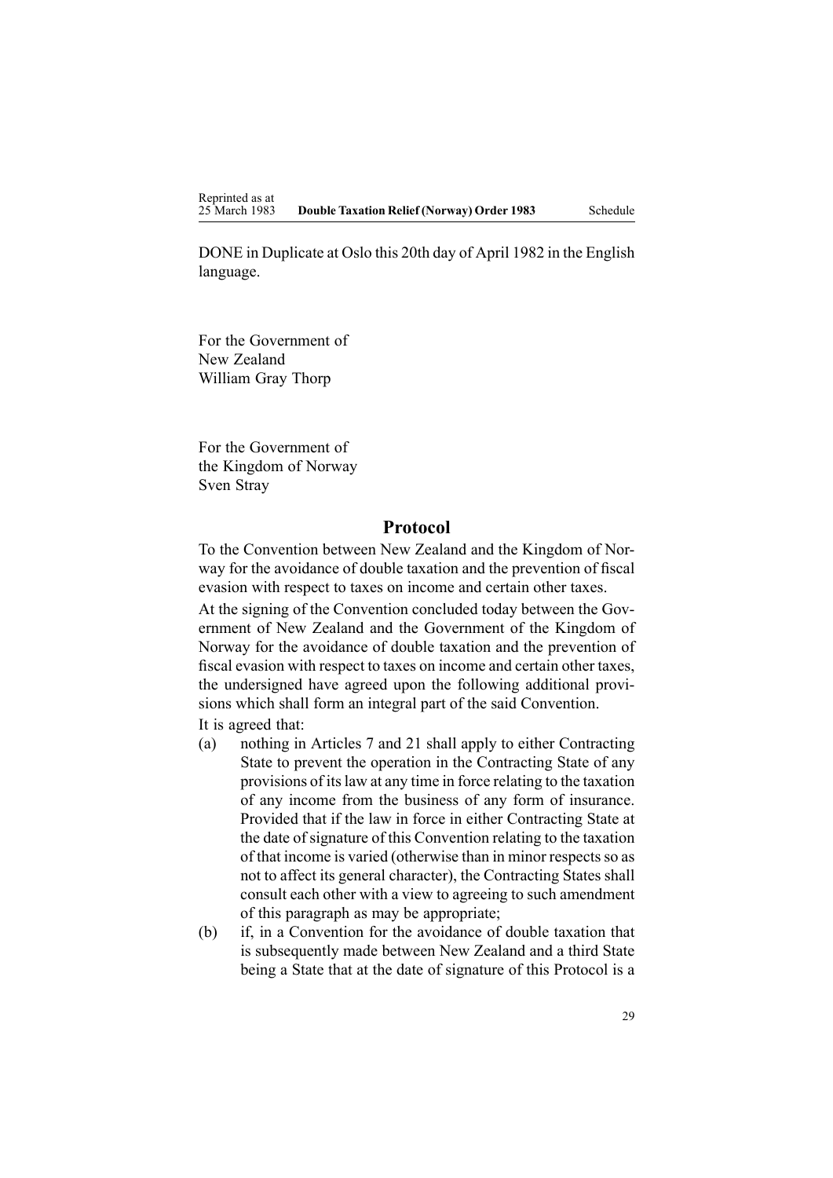DONE in Duplicate at Oslo this 20th day of April 1982 in the English language.

For the Government of
New Zealand
William Gray Thorp

For the Government of
the Kingdom of Norway
Sven Stray

## Protocol

To the Convention between New Zealand and the Kingdom of Norway for the avoidance of double taxation and the prevention of fiscal evasion with respect to taxes on income and certain other taxes.

At the signing of the Convention concluded today between the Government of New Zealand and the Government of the Kingdom of Norway for the avoidance of double taxation and the prevention of fiscal evasion with respect to taxes on income and certain other taxes, the undersigned have agreed upon the following additional provisions which shall form an integral part of the said Convention.

It is agreed that:

(a) nothing in Articles 7 and 21 shall apply to either Contracting State to prevent the operation in the Contracting State of any provisions of its law at any time in force relating to the taxation of any income from the business of any form of insurance. Provided that if the law in force in either Contracting State at the date of signature of this Convention relating to the taxation of that income is varied (otherwise than in minor respects so as not to affect its general character), the Contracting States shall consult each other with a view to agreeing to such amendment of this paragraph as may be appropriate;

(b) if, in a Convention for the avoidance of double taxation that is subsequently made between New Zealand and a third State being a State that at the date of signature of this Protocol is a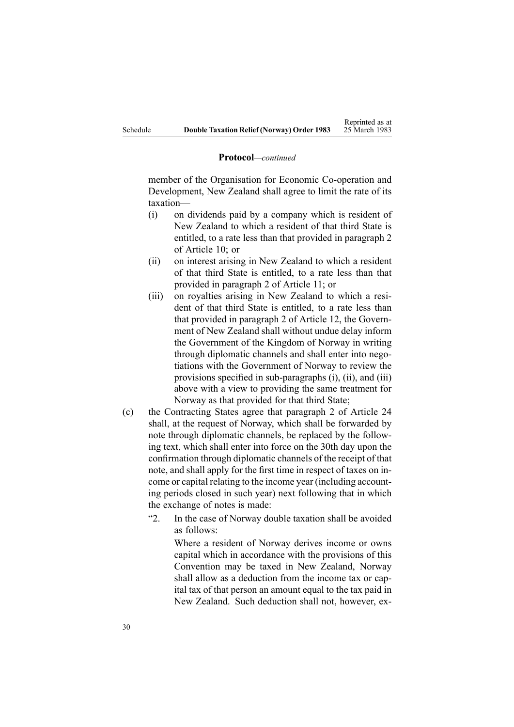**Protocol**—*continued*

member of the Organisation for Economic Co-operation and Development, New Zealand shall agree to limit the rate of its taxation—

- (i) on dividends paid by a company which is resident of New Zealand to which a resident of that third State is entitled, to a rate less than that provided in paragraph 2 of Article 10; or
- (ii) on interest arising in New Zealand to which a resident of that third State is entitled, to a rate less than that provided in paragraph 2 of Article 11; or
- (iii) on royalties arising in New Zealand to which a resident of that third State is entitled, to a rate less than that provided in paragraph 2 of Article 12, the Government of New Zealand shall without undue delay inform the Government of the Kingdom of Norway in writing through diplomatic channels and shall enter into negotiations with the Government of Norway to review the provisions specified in sub-paragraphs (i), (ii), and (iii) above with a view to providing the same treatment for Norway as that provided for that third State;

(c) the Contracting States agree that paragraph 2 of Article 24 shall, at the request of Norway, which shall be forwarded by note through diplomatic channels, be replaced by the following text, which shall enter into force on the 30th day upon the confirmation through diplomatic channels of the receipt of that note, and shall apply for the first time in respect of taxes on income or capital relating to the income year (including accounting periods closed in such year) next following that in which the exchange of notes is made:

"2. In the case of Norway double taxation shall be avoided as follows:

Where a resident of Norway derives income or owns capital which in accordance with the provisions of this Convention may be taxed in New Zealand, Norway shall allow as a deduction from the income tax or capital tax of that person an amount equal to the tax paid in New Zealand. Such deduction shall not, however, ex-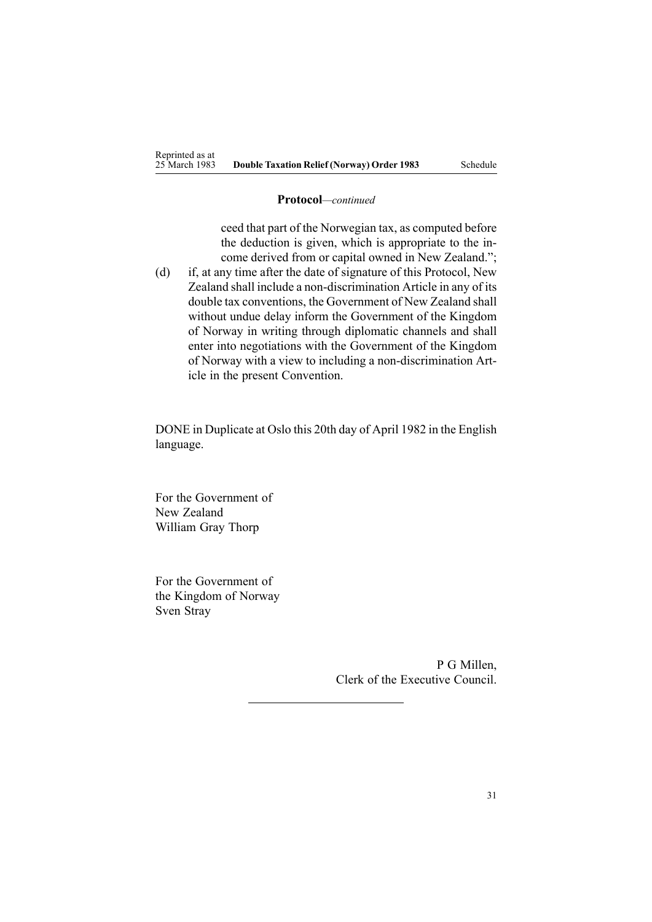**Protocol**—*continued*

ceed that part of the Norwegian tax, as computed before the deduction is given, which is appropriate to the income derived from or capital owned in New Zealand.";

(d) if, at any time after the date of signature of this Protocol, New Zealand shall include a non-discrimination Article in any of its double tax conventions, the Government of New Zealand shall without undue delay inform the Government of the Kingdom of Norway in writing through diplomatic channels and shall enter into negotiations with the Government of the Kingdom of Norway with a view to including a non-discrimination Article in the present Convention.

DONE in Duplicate at Oslo this 20th day of April 1982 in the English language.

For the Government of
New Zealand
William Gray Thorp

For the Government of
the Kingdom of Norway
Sven Stray

P G Millen,
Clerk of the Executive Council.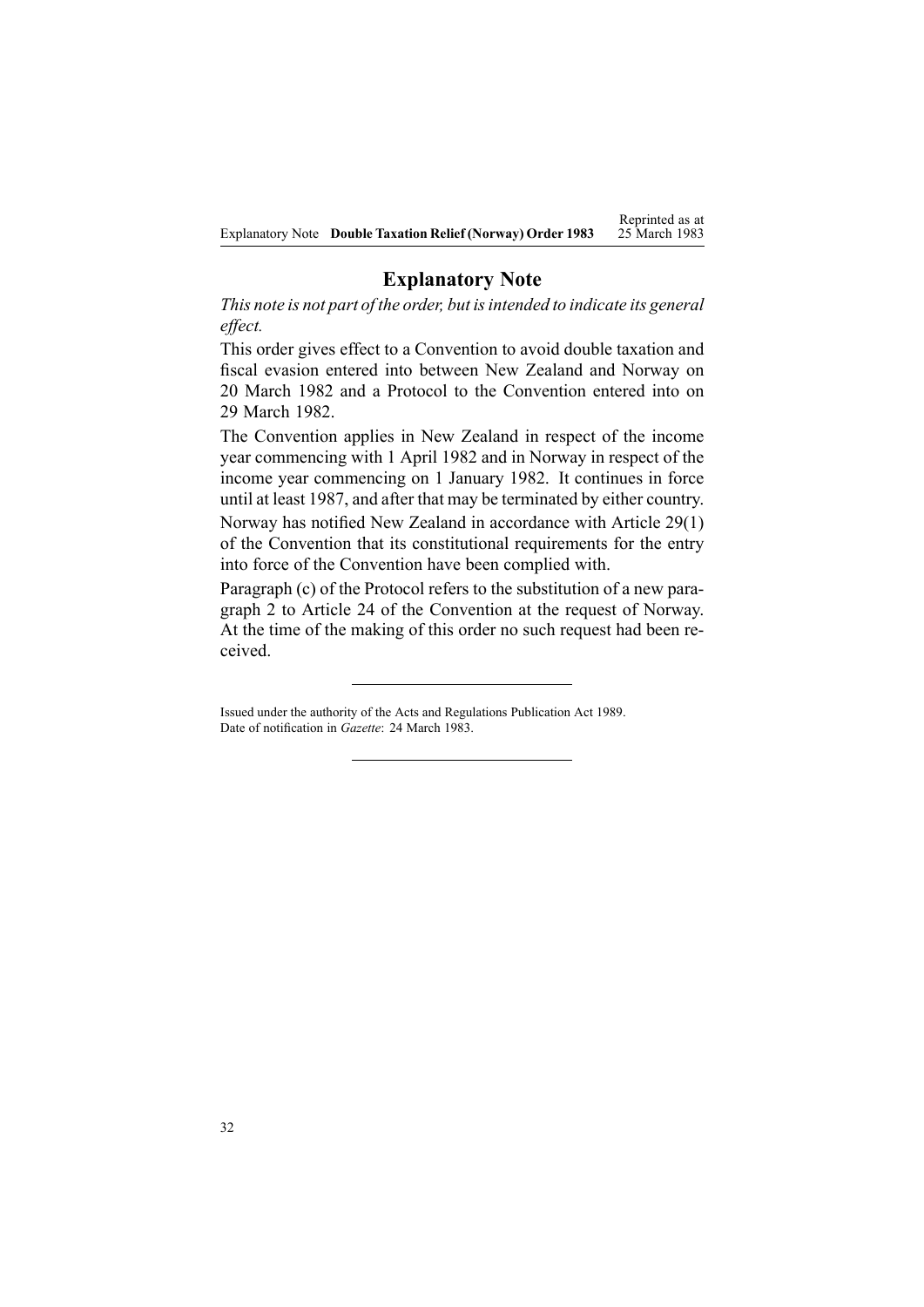## Explanatory Note

*This note is not part of the order, but is intended to indicate its general effect.*

This order gives effect to a Convention to avoid double taxation and fiscal evasion entered into between New Zealand and Norway on 20 March 1982 and a Protocol to the Convention entered into on 29 March 1982.

The Convention applies in New Zealand in respect of the income year commencing with 1 April 1982 and in Norway in respect of the income year commencing on 1 January 1982. It continues in force until at least 1987, and after that may be terminated by either country.

Norway has notified New Zealand in accordance with Article 29(1) of the Convention that its constitutional requirements for the entry into force of the Convention have been complied with.

Paragraph (c) of the Protocol refers to the substitution of a new paragraph 2 to Article 24 of the Convention at the request of Norway. At the time of the making of this order no such request had been received.

---

Issued under the authority of the Acts and Regulations Publication Act 1989.
Date of notification in *Gazette*: 24 March 1983.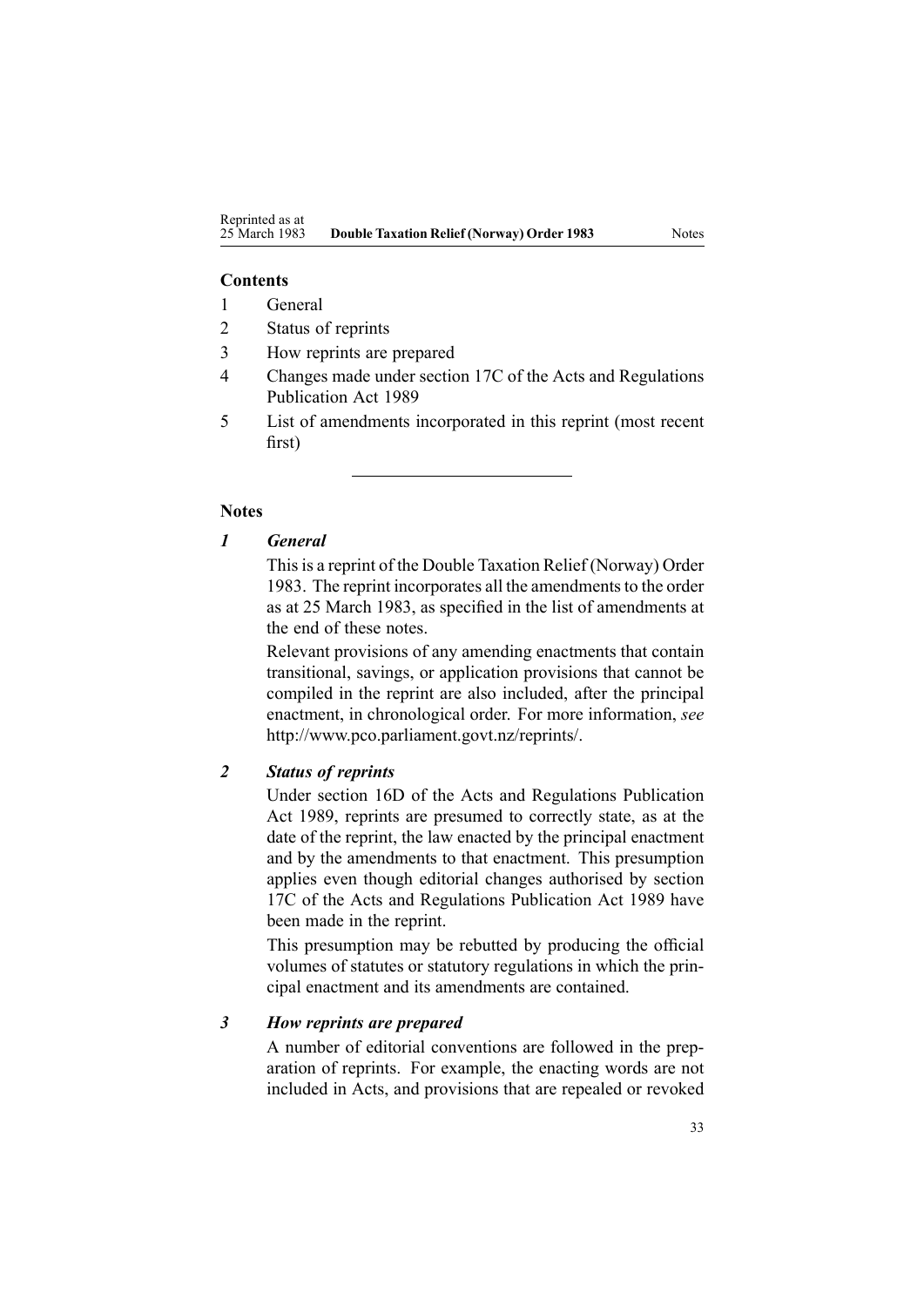**Contents**

1 General

2 Status of reprints

3 How reprints are prepared

4 Changes made under section 17C of the Acts and Regulations Publication Act 1989

5 List of amendments incorporated in this reprint (most recent first)

---

**Notes**

***1 General***

This is a reprint of the Double Taxation Relief (Norway) Order 1983. The reprint incorporates all the amendments to the order as at 25 March 1983, as specified in the list of amendments at the end of these notes.

Relevant provisions of any amending enactments that contain transitional, savings, or application provisions that cannot be compiled in the reprint are also included, after the principal enactment, in chronological order. For more information, *see* http://www.pco.parliament.govt.nz/reprints/.

***2 Status of reprints***

Under section 16D of the Acts and Regulations Publication Act 1989, reprints are presumed to correctly state, as at the date of the reprint, the law enacted by the principal enactment and by the amendments to that enactment. This presumption applies even though editorial changes authorised by section 17C of the Acts and Regulations Publication Act 1989 have been made in the reprint.

This presumption may be rebutted by producing the official volumes of statutes or statutory regulations in which the principal enactment and its amendments are contained.

***3 How reprints are prepared***

A number of editorial conventions are followed in the preparation of reprints. For example, the enacting words are not included in Acts, and provisions that are repealed or revoked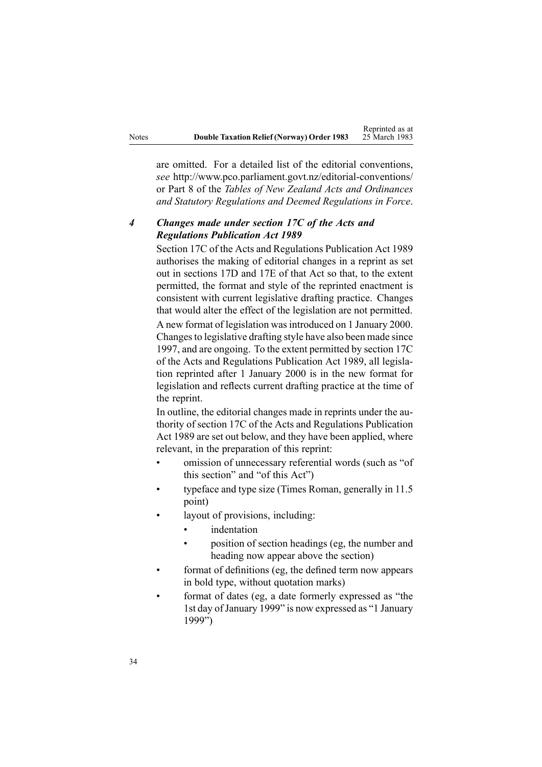are omitted. For a detailed list of the editorial conventions, *see* http://www.pco.parliament.govt.nz/editorial-conventions/ or Part 8 of the *Tables of New Zealand Acts and Ordinances and Statutory Regulations and Deemed Regulations in Force*.

### *4 Changes made under section 17C of the Acts and Regulations Publication Act 1989*

Section 17C of the Acts and Regulations Publication Act 1989 authorises the making of editorial changes in a reprint as set out in sections 17D and 17E of that Act so that, to the extent permitted, the format and style of the reprinted enactment is consistent with current legislative drafting practice. Changes that would alter the effect of the legislation are not permitted.

A new format of legislation was introduced on 1 January 2000. Changes to legislative drafting style have also been made since 1997, and are ongoing. To the extent permitted by section 17C of the Acts and Regulations Publication Act 1989, all legislation reprinted after 1 January 2000 is in the new format for legislation and reflects current drafting practice at the time of the reprint.

In outline, the editorial changes made in reprints under the authority of section 17C of the Acts and Regulations Publication Act 1989 are set out below, and they have been applied, where relevant, in the preparation of this reprint:

- omission of unnecessary referential words (such as "of this section" and "of this Act")
- typeface and type size (Times Roman, generally in 11.5 point)
- layout of provisions, including:
    - indentation
    - position of section headings (eg, the number and heading now appear above the section)
- format of definitions (eg, the defined term now appears in bold type, without quotation marks)
- format of dates (eg, a date formerly expressed as "the 1st day of January 1999" is now expressed as "1 January 1999")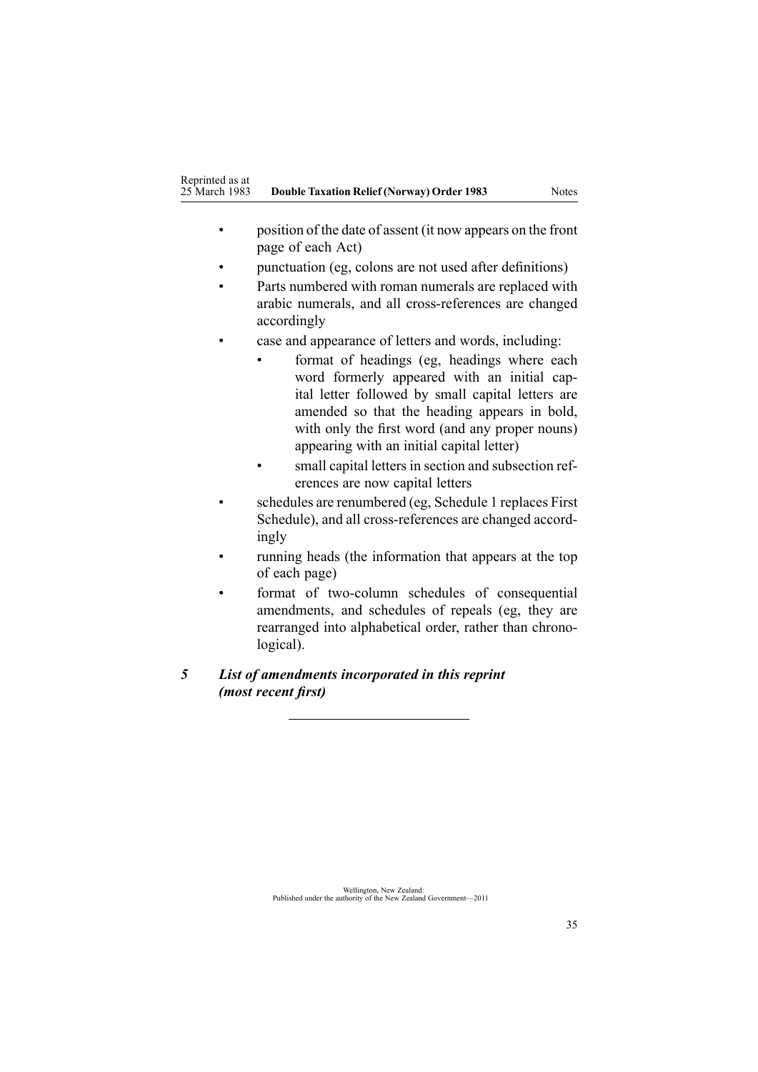- position of the date of assent (it now appears on the front page of each Act)
- punctuation (eg, colons are not used after definitions)
- Parts numbered with roman numerals are replaced with arabic numerals, and all cross-references are changed accordingly
- case and appearance of letters and words, including:
    - format of headings (eg, headings where each word formerly appeared with an initial capital letter followed by small capital letters are amended so that the heading appears in bold, with only the first word (and any proper nouns) appearing with an initial capital letter)
    - small capital letters in section and subsection references are now capital letters
- schedules are renumbered (eg, Schedule 1 replaces First Schedule), and all cross-references are changed accordingly
- running heads (the information that appears at the top of each page)
- format of two-column schedules of consequential amendments, and schedules of repeals (eg, they are rearranged into alphabetical order, rather than chronological).

### *5 List of amendments incorporated in this reprint (most recent first)*

---

Wellington, New Zealand:
Published under the authority of the New Zealand Government—2011